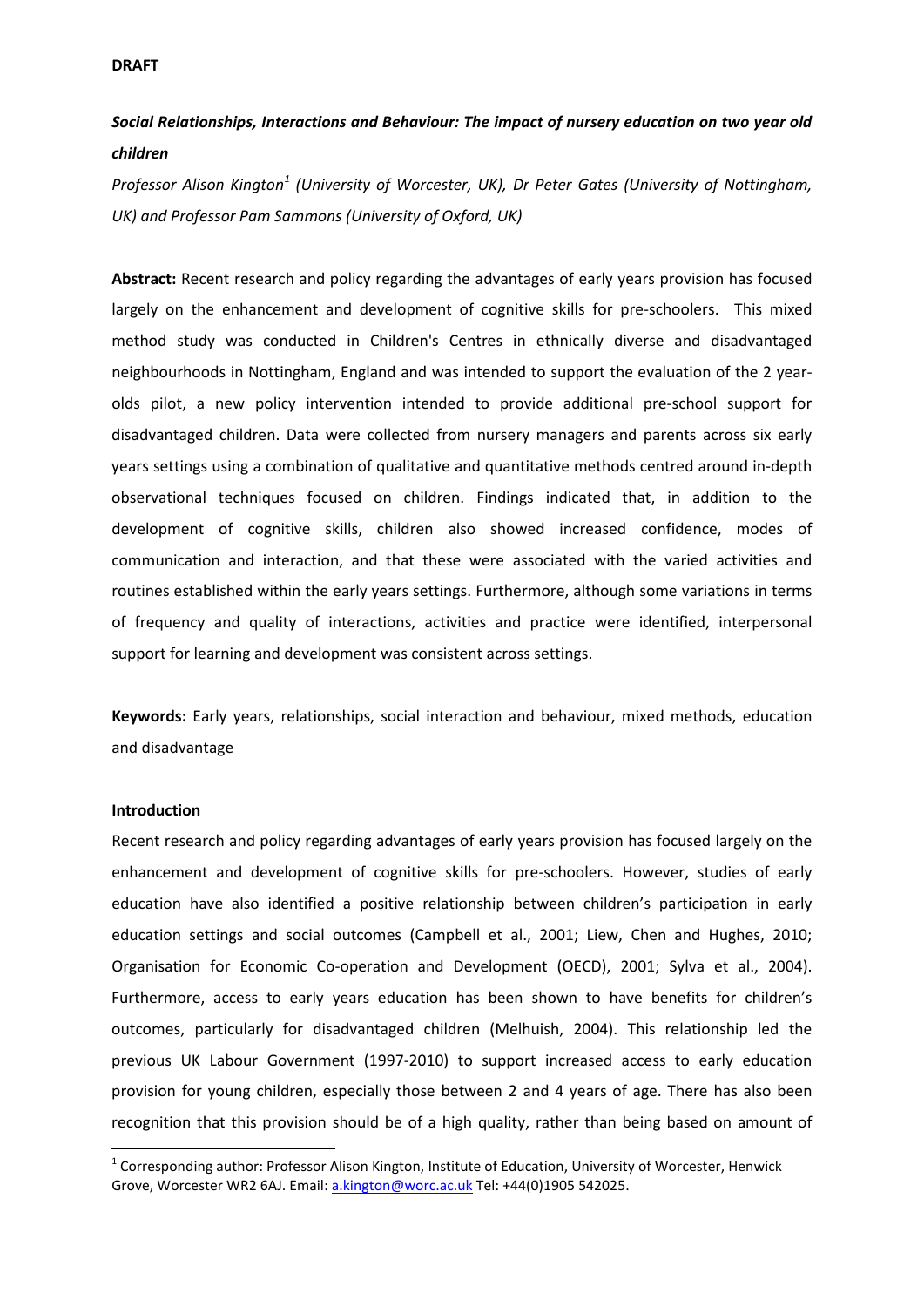**DRAFT**

***Social Relationships, Interactions and Behaviour: The impact of nursery education on two year old children***

*Professor Alison Kington[1] (University of Worcester, UK), Dr Peter Gates (University of Nottingham, UK) and Professor Pam Sammons (University of Oxford, UK)*

**Abstract:** Recent research and policy regarding the advantages of early years provision has focused largely on the enhancement and development of cognitive skills for pre-schoolers. This mixed method study was conducted in Children's Centres in ethnically diverse and disadvantaged neighbourhoods in Nottingham, England and was intended to support the evaluation of the 2 year-olds pilot, a new policy intervention intended to provide additional pre-school support for disadvantaged children. Data were collected from nursery managers and parents across six early years settings using a combination of qualitative and quantitative methods centred around in-depth observational techniques focused on children. Findings indicated that, in addition to the development of cognitive skills, children also showed increased confidence, modes of communication and interaction, and that these were associated with the varied activities and routines established within the early years settings. Furthermore, although some variations in terms of frequency and quality of interactions, activities and practice were identified, interpersonal support for learning and development was consistent across settings.

**Keywords:** Early years, relationships, social interaction and behaviour, mixed methods, education and disadvantage

**Introduction**

Recent research and policy regarding advantages of early years provision has focused largely on the enhancement and development of cognitive skills for pre-schoolers. However, studies of early education have also identified a positive relationship between children's participation in early education settings and social outcomes (Campbell et al., 2001; Liew, Chen and Hughes, 2010; Organisation for Economic Co-operation and Development (OECD), 2001; Sylva et al., 2004). Furthermore, access to early years education has been shown to have benefits for children's outcomes, particularly for disadvantaged children (Melhuish, 2004). This relationship led the previous UK Labour Government (1997-2010) to support increased access to early education provision for young children, especially those between 2 and 4 years of age. There has also been recognition that this provision should be of a high quality, rather than being based on amount of

[1] Corresponding author: Professor Alison Kington, Institute of Education, University of Worcester, Henwick Grove, Worcester WR2 6AJ. Email: a.kington@worc.ac.uk Tel: +44(0)1905 542025.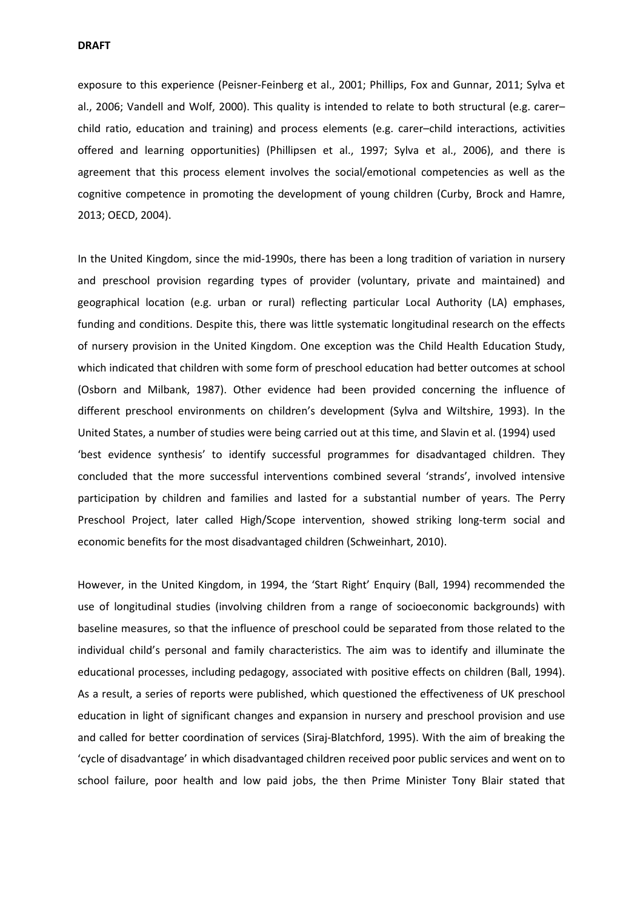exposure to this experience (Peisner-Feinberg et al., 2001; Phillips, Fox and Gunnar, 2011; Sylva et al., 2006; Vandell and Wolf, 2000). This quality is intended to relate to both structural (e.g. carer–child ratio, education and training) and process elements (e.g. carer–child interactions, activities offered and learning opportunities) (Phillipsen et al., 1997; Sylva et al., 2006), and there is agreement that this process element involves the social/emotional competencies as well as the cognitive competence in promoting the development of young children (Curby, Brock and Hamre, 2013; OECD, 2004).

In the United Kingdom, since the mid-1990s, there has been a long tradition of variation in nursery and preschool provision regarding types of provider (voluntary, private and maintained) and geographical location (e.g. urban or rural) reflecting particular Local Authority (LA) emphases, funding and conditions. Despite this, there was little systematic longitudinal research on the effects of nursery provision in the United Kingdom. One exception was the Child Health Education Study, which indicated that children with some form of preschool education had better outcomes at school (Osborn and Milbank, 1987). Other evidence had been provided concerning the influence of different preschool environments on children's development (Sylva and Wiltshire, 1993). In the United States, a number of studies were being carried out at this time, and Slavin et al. (1994) used 'best evidence synthesis' to identify successful programmes for disadvantaged children. They concluded that the more successful interventions combined several 'strands', involved intensive participation by children and families and lasted for a substantial number of years. The Perry Preschool Project, later called High/Scope intervention, showed striking long-term social and economic benefits for the most disadvantaged children (Schweinhart, 2010).

However, in the United Kingdom, in 1994, the 'Start Right' Enquiry (Ball, 1994) recommended the use of longitudinal studies (involving children from a range of socioeconomic backgrounds) with baseline measures, so that the influence of preschool could be separated from those related to the individual child's personal and family characteristics. The aim was to identify and illuminate the educational processes, including pedagogy, associated with positive effects on children (Ball, 1994). As a result, a series of reports were published, which questioned the effectiveness of UK preschool education in light of significant changes and expansion in nursery and preschool provision and use and called for better coordination of services (Siraj-Blatchford, 1995). With the aim of breaking the 'cycle of disadvantage' in which disadvantaged children received poor public services and went on to school failure, poor health and low paid jobs, the then Prime Minister Tony Blair stated that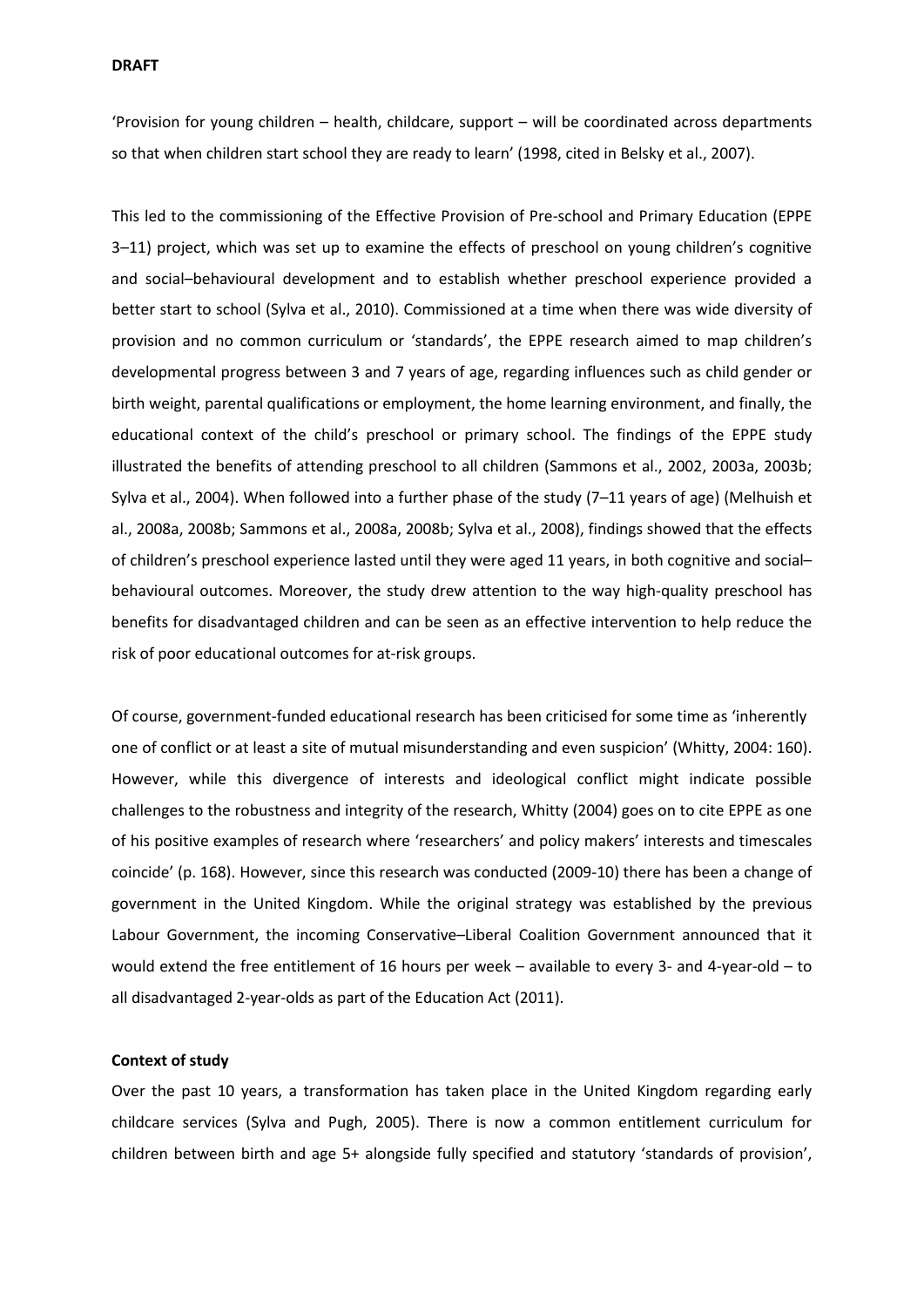'Provision for young children – health, childcare, support – will be coordinated across departments so that when children start school they are ready to learn' (1998, cited in Belsky et al., 2007).

This led to the commissioning of the Effective Provision of Pre-school and Primary Education (EPPE 3–11) project, which was set up to examine the effects of preschool on young children's cognitive and social–behavioural development and to establish whether preschool experience provided a better start to school (Sylva et al., 2010). Commissioned at a time when there was wide diversity of provision and no common curriculum or 'standards', the EPPE research aimed to map children's developmental progress between 3 and 7 years of age, regarding influences such as child gender or birth weight, parental qualifications or employment, the home learning environment, and finally, the educational context of the child's preschool or primary school. The findings of the EPPE study illustrated the benefits of attending preschool to all children (Sammons et al., 2002, 2003a, 2003b; Sylva et al., 2004). When followed into a further phase of the study (7–11 years of age) (Melhuish et al., 2008a, 2008b; Sammons et al., 2008a, 2008b; Sylva et al., 2008), findings showed that the effects of children's preschool experience lasted until they were aged 11 years, in both cognitive and social–behavioural outcomes. Moreover, the study drew attention to the way high-quality preschool has benefits for disadvantaged children and can be seen as an effective intervention to help reduce the risk of poor educational outcomes for at-risk groups.

Of course, government-funded educational research has been criticised for some time as 'inherently one of conflict or at least a site of mutual misunderstanding and even suspicion' (Whitty, 2004: 160). However, while this divergence of interests and ideological conflict might indicate possible challenges to the robustness and integrity of the research, Whitty (2004) goes on to cite EPPE as one of his positive examples of research where 'researchers' and policy makers' interests and timescales coincide' (p. 168). However, since this research was conducted (2009-10) there has been a change of government in the United Kingdom. While the original strategy was established by the previous Labour Government, the incoming Conservative–Liberal Coalition Government announced that it would extend the free entitlement of 16 hours per week – available to every 3- and 4-year-old – to all disadvantaged 2-year-olds as part of the Education Act (2011).

**Context of study**

Over the past 10 years, a transformation has taken place in the United Kingdom regarding early childcare services (Sylva and Pugh, 2005). There is now a common entitlement curriculum for children between birth and age 5+ alongside fully specified and statutory 'standards of provision',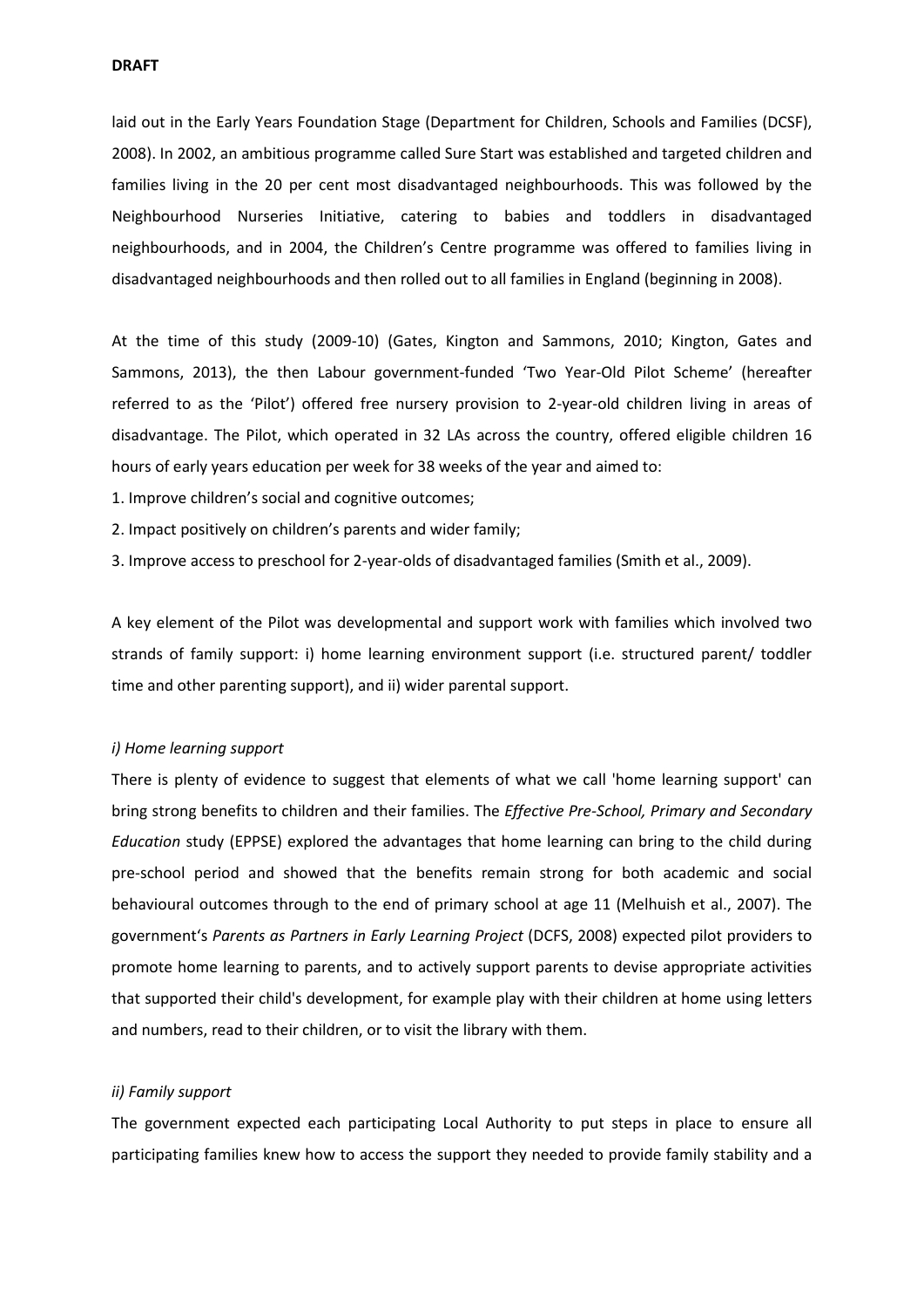laid out in the Early Years Foundation Stage (Department for Children, Schools and Families (DCSF), 2008). In 2002, an ambitious programme called Sure Start was established and targeted children and families living in the 20 per cent most disadvantaged neighbourhoods. This was followed by the Neighbourhood Nurseries Initiative, catering to babies and toddlers in disadvantaged neighbourhoods, and in 2004, the Children's Centre programme was offered to families living in disadvantaged neighbourhoods and then rolled out to all families in England (beginning in 2008).

At the time of this study (2009-10) (Gates, Kington and Sammons, 2010; Kington, Gates and Sammons, 2013), the then Labour government-funded 'Two Year-Old Pilot Scheme' (hereafter referred to as the 'Pilot') offered free nursery provision to 2-year-old children living in areas of disadvantage. The Pilot, which operated in 32 LAs across the country, offered eligible children 16 hours of early years education per week for 38 weeks of the year and aimed to:

1. Improve children's social and cognitive outcomes;
2. Impact positively on children's parents and wider family;
3. Improve access to preschool for 2-year-olds of disadvantaged families (Smith et al., 2009).

A key element of the Pilot was developmental and support work with families which involved two strands of family support: i) home learning environment support (i.e. structured parent/ toddler time and other parenting support), and ii) wider parental support.

*i) Home learning support*

There is plenty of evidence to suggest that elements of what we call 'home learning support' can bring strong benefits to children and their families. The *Effective Pre-School, Primary and Secondary Education* study (EPPSE) explored the advantages that home learning can bring to the child during pre-school period and showed that the benefits remain strong for both academic and social behavioural outcomes through to the end of primary school at age 11 (Melhuish et al., 2007). The government's *Parents as Partners in Early Learning Project* (DCFS, 2008) expected pilot providers to promote home learning to parents, and to actively support parents to devise appropriate activities that supported their child's development, for example play with their children at home using letters and numbers, read to their children, or to visit the library with them.

*ii) Family support*

The government expected each participating Local Authority to put steps in place to ensure all participating families knew how to access the support they needed to provide family stability and a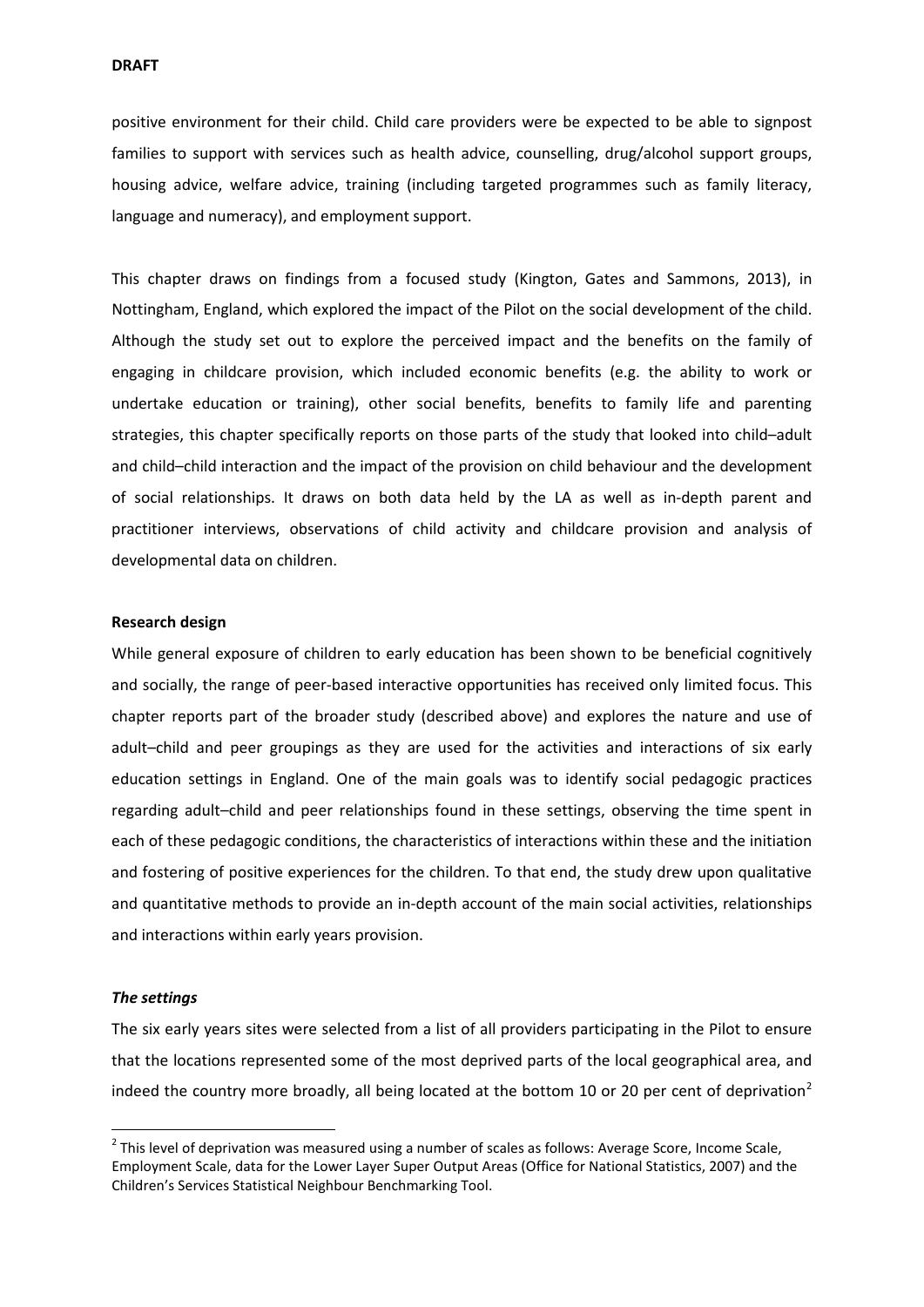positive environment for their child. Child care providers were be expected to be able to signpost families to support with services such as health advice, counselling, drug/alcohol support groups, housing advice, welfare advice, training (including targeted programmes such as family literacy, language and numeracy), and employment support.

This chapter draws on findings from a focused study (Kington, Gates and Sammons, 2013), in Nottingham, England, which explored the impact of the Pilot on the social development of the child. Although the study set out to explore the perceived impact and the benefits on the family of engaging in childcare provision, which included economic benefits (e.g. the ability to work or undertake education or training), other social benefits, benefits to family life and parenting strategies, this chapter specifically reports on those parts of the study that looked into child–adult and child–child interaction and the impact of the provision on child behaviour and the development of social relationships. It draws on both data held by the LA as well as in-depth parent and practitioner interviews, observations of child activity and childcare provision and analysis of developmental data on children.

**Research design**

While general exposure of children to early education has been shown to be beneficial cognitively and socially, the range of peer-based interactive opportunities has received only limited focus. This chapter reports part of the broader study (described above) and explores the nature and use of adult–child and peer groupings as they are used for the activities and interactions of six early education settings in England. One of the main goals was to identify social pedagogic practices regarding adult–child and peer relationships found in these settings, observing the time spent in each of these pedagogic conditions, the characteristics of interactions within these and the initiation and fostering of positive experiences for the children. To that end, the study drew upon qualitative and quantitative methods to provide an in-depth account of the main social activities, relationships and interactions within early years provision.

***The settings***

The six early years sites were selected from a list of all providers participating in the Pilot to ensure that the locations represented some of the most deprived parts of the local geographical area, and indeed the country more broadly, all being located at the bottom 10 or 20 per cent of deprivation[2]

[2] This level of deprivation was measured using a number of scales as follows: Average Score, Income Scale, Employment Scale, data for the Lower Layer Super Output Areas (Office for National Statistics, 2007) and the Children's Services Statistical Neighbour Benchmarking Tool.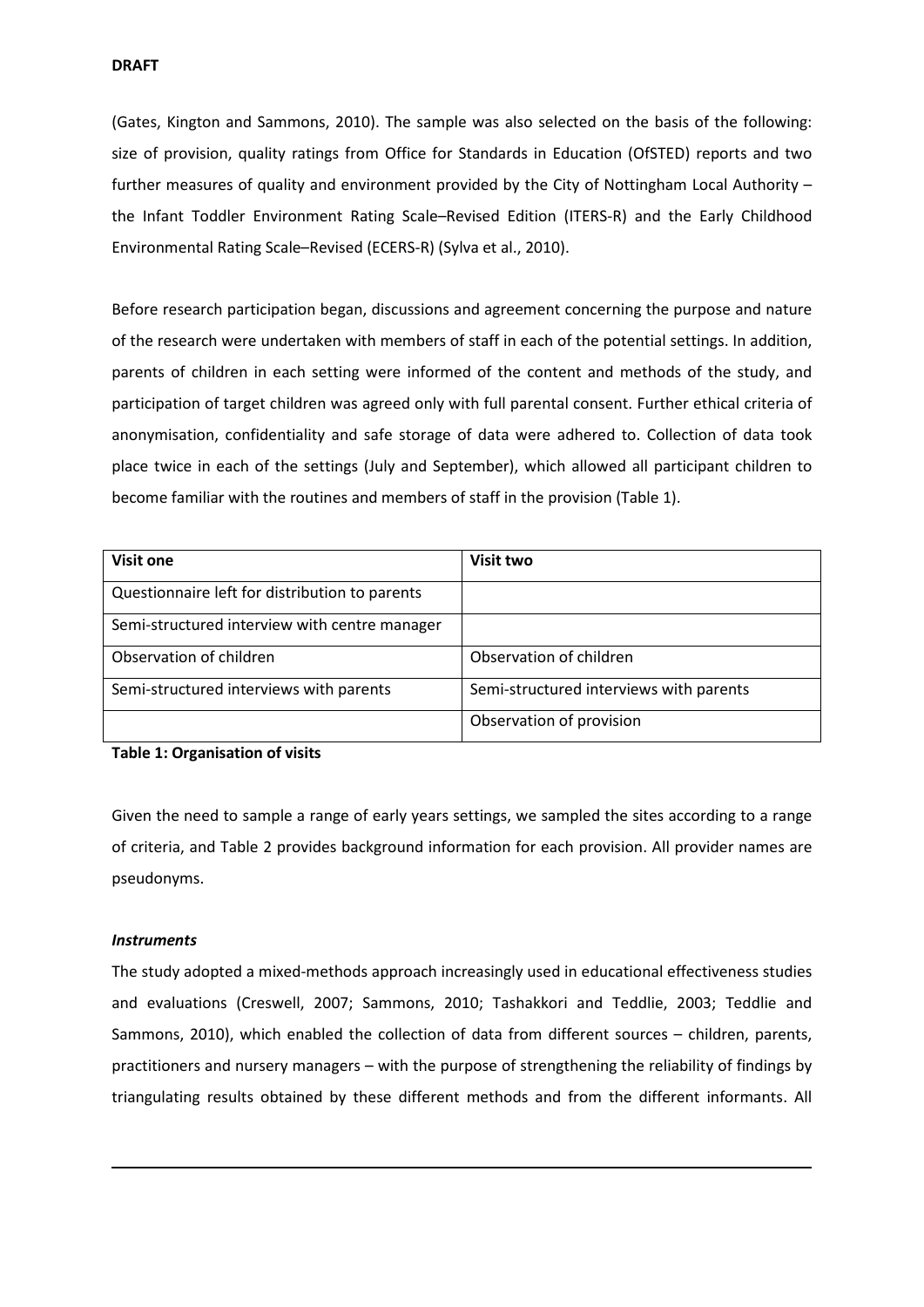(Gates, Kington and Sammons, 2010). The sample was also selected on the basis of the following: size of provision, quality ratings from Office for Standards in Education (OfSTED) reports and two further measures of quality and environment provided by the City of Nottingham Local Authority – the Infant Toddler Environment Rating Scale–Revised Edition (ITERS-R) and the Early Childhood Environmental Rating Scale–Revised (ECERS-R) (Sylva et al., 2010).

Before research participation began, discussions and agreement concerning the purpose and nature of the research were undertaken with members of staff in each of the potential settings. In addition, parents of children in each setting were informed of the content and methods of the study, and participation of target children was agreed only with full parental consent. Further ethical criteria of anonymisation, confidentiality and safe storage of data were adhered to. Collection of data took place twice in each of the settings (July and September), which allowed all participant children to become familiar with the routines and members of staff in the provision (Table 1).

| Visit one | Visit two |
|---|---|
| Questionnaire left for distribution to parents | |
| Semi-structured interview with centre manager | |
| Observation of children | Observation of children |
| Semi-structured interviews with parents | Semi-structured interviews with parents |
| | Observation of provision |

**Table 1: Organisation of visits**

Given the need to sample a range of early years settings, we sampled the sites according to a range of criteria, and Table 2 provides background information for each provision. All provider names are pseudonyms.

***Instruments***

The study adopted a mixed-methods approach increasingly used in educational effectiveness studies and evaluations (Creswell, 2007; Sammons, 2010; Tashakkori and Teddlie, 2003; Teddlie and Sammons, 2010), which enabled the collection of data from different sources – children, parents, practitioners and nursery managers – with the purpose of strengthening the reliability of findings by triangulating results obtained by these different methods and from the different informants. All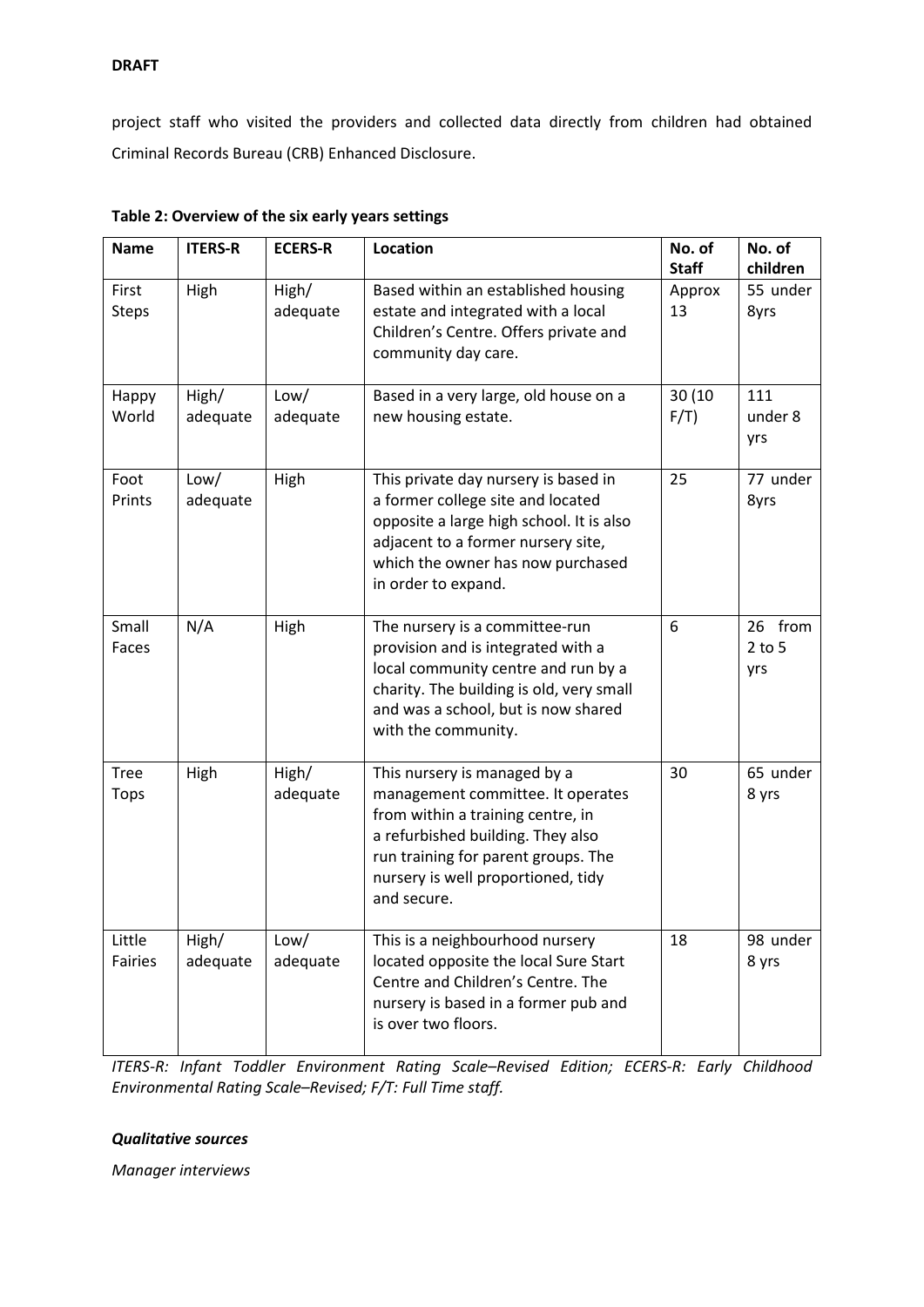project staff who visited the providers and collected data directly from children had obtained Criminal Records Bureau (CRB) Enhanced Disclosure.

**Table 2: Overview of the six early years settings**

| Name | ITERS-R | ECERS-R | Location | No. of Staff | No. of children |
|---|---|---|---|---|---|
| First Steps | High | High/ adequate | Based within an established housing estate and integrated with a local Children's Centre. Offers private and community day care. | Approx 13 | 55 under 8yrs |
| Happy World | High/ adequate | Low/ adequate | Based in a very large, old house on a new housing estate. | 30 (10 F/T) | 111 under 8 yrs |
| Foot Prints | Low/ adequate | High | This private day nursery is based in a former college site and located opposite a large high school. It is also adjacent to a former nursery site, which the owner has now purchased in order to expand. | 25 | 77 under 8yrs |
| Small Faces | N/A | High | The nursery is a committee-run provision and is integrated with a local community centre and run by a charity. The building is old, very small and was a school, but is now shared with the community. | 6 | 26 from 2 to 5 yrs |
| Tree Tops | High | High/ adequate | This nursery is managed by a management committee. It operates from within a training centre, in a refurbished building. They also run training for parent groups. The nursery is well proportioned, tidy and secure. | 30 | 65 under 8 yrs |
| Little Fairies | High/ adequate | Low/ adequate | This is a neighbourhood nursery located opposite the local Sure Start Centre and Children's Centre. The nursery is based in a former pub and is over two floors. | 18 | 98 under 8 yrs |

*ITERS-R: Infant Toddler Environment Rating Scale–Revised Edition; ECERS-R: Early Childhood Environmental Rating Scale–Revised; F/T: Full Time staff.*

***Qualitative sources***

*Manager interviews*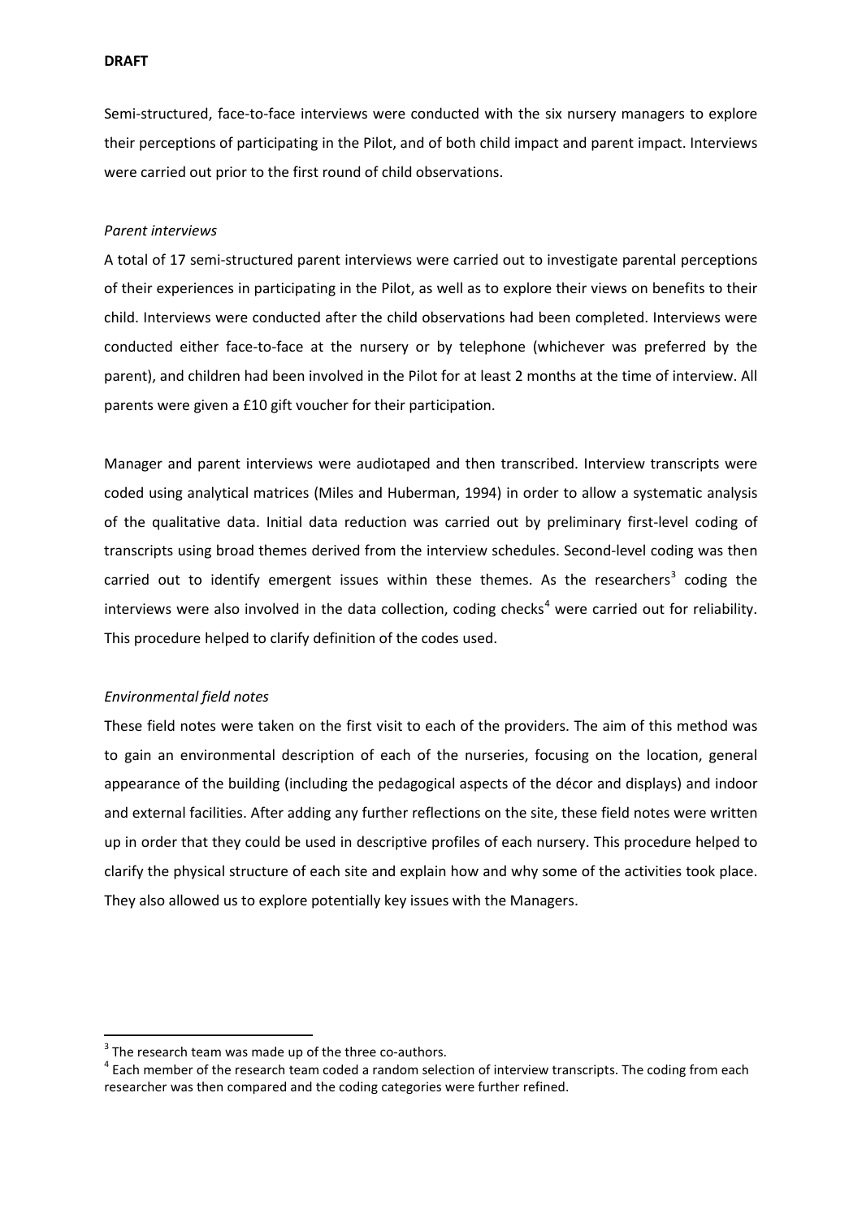Semi-structured, face-to-face interviews were conducted with the six nursery managers to explore their perceptions of participating in the Pilot, and of both child impact and parent impact. Interviews were carried out prior to the first round of child observations.

*Parent interviews*

A total of 17 semi-structured parent interviews were carried out to investigate parental perceptions of their experiences in participating in the Pilot, as well as to explore their views on benefits to their child. Interviews were conducted after the child observations had been completed. Interviews were conducted either face-to-face at the nursery or by telephone (whichever was preferred by the parent), and children had been involved in the Pilot for at least 2 months at the time of interview. All parents were given a £10 gift voucher for their participation.

Manager and parent interviews were audiotaped and then transcribed. Interview transcripts were coded using analytical matrices (Miles and Huberman, 1994) in order to allow a systematic analysis of the qualitative data. Initial data reduction was carried out by preliminary first-level coding of transcripts using broad themes derived from the interview schedules. Second-level coding was then carried out to identify emergent issues within these themes. As the researchers[3] coding the interviews were also involved in the data collection, coding checks[4] were carried out for reliability. This procedure helped to clarify definition of the codes used.

*Environmental field notes*

These field notes were taken on the first visit to each of the providers. The aim of this method was to gain an environmental description of each of the nurseries, focusing on the location, general appearance of the building (including the pedagogical aspects of the décor and displays) and indoor and external facilities. After adding any further reflections on the site, these field notes were written up in order that they could be used in descriptive profiles of each nursery. This procedure helped to clarify the physical structure of each site and explain how and why some of the activities took place. They also allowed us to explore potentially key issues with the Managers.

---

[3] The research team was made up of the three co-authors.

[4] Each member of the research team coded a random selection of interview transcripts. The coding from each researcher was then compared and the coding categories were further refined.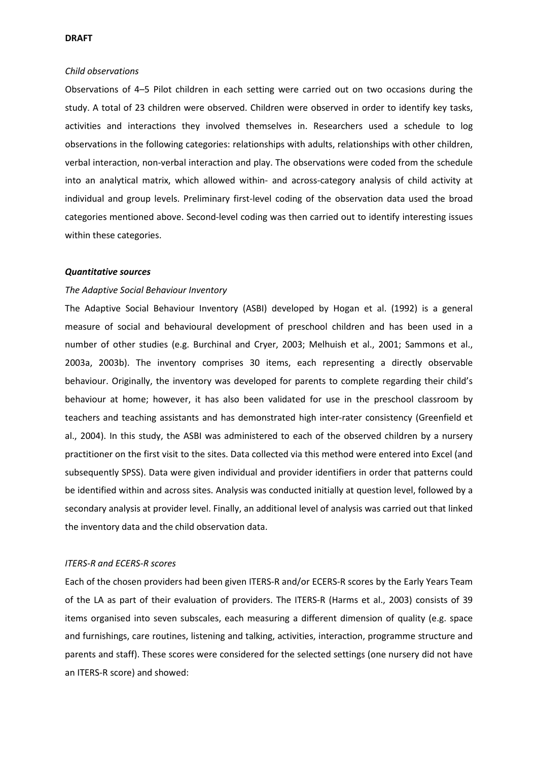*Child observations*

Observations of 4–5 Pilot children in each setting were carried out on two occasions during the study. A total of 23 children were observed. Children were observed in order to identify key tasks, activities and interactions they involved themselves in. Researchers used a schedule to log observations in the following categories: relationships with adults, relationships with other children, verbal interaction, non-verbal interaction and play. The observations were coded from the schedule into an analytical matrix, which allowed within- and across-category analysis of child activity at individual and group levels. Preliminary first-level coding of the observation data used the broad categories mentioned above. Second-level coding was then carried out to identify interesting issues within these categories.

***Quantitative sources***

*The Adaptive Social Behaviour Inventory*

The Adaptive Social Behaviour Inventory (ASBI) developed by Hogan et al. (1992) is a general measure of social and behavioural development of preschool children and has been used in a number of other studies (e.g. Burchinal and Cryer, 2003; Melhuish et al., 2001; Sammons et al., 2003a, 2003b). The inventory comprises 30 items, each representing a directly observable behaviour. Originally, the inventory was developed for parents to complete regarding their child's behaviour at home; however, it has also been validated for use in the preschool classroom by teachers and teaching assistants and has demonstrated high inter-rater consistency (Greenfield et al., 2004). In this study, the ASBI was administered to each of the observed children by a nursery practitioner on the first visit to the sites. Data collected via this method were entered into Excel (and subsequently SPSS). Data were given individual and provider identifiers in order that patterns could be identified within and across sites. Analysis was conducted initially at question level, followed by a secondary analysis at provider level. Finally, an additional level of analysis was carried out that linked the inventory data and the child observation data.

*ITERS-R and ECERS-R scores*

Each of the chosen providers had been given ITERS-R and/or ECERS-R scores by the Early Years Team of the LA as part of their evaluation of providers. The ITERS-R (Harms et al., 2003) consists of 39 items organised into seven subscales, each measuring a different dimension of quality (e.g. space and furnishings, care routines, listening and talking, activities, interaction, programme structure and parents and staff). These scores were considered for the selected settings (one nursery did not have an ITERS-R score) and showed: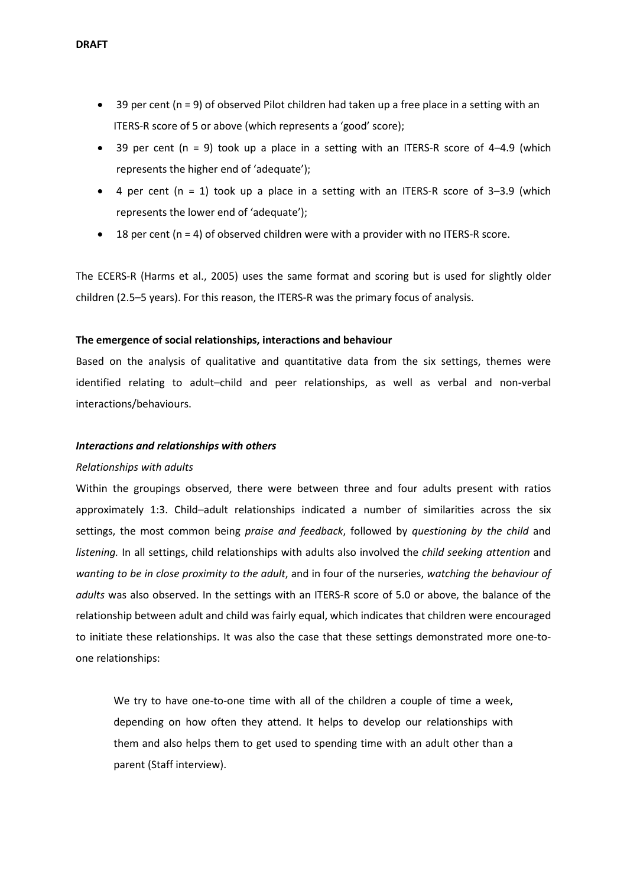- 39 per cent (n = 9) of observed Pilot children had taken up a free place in a setting with an ITERS-R score of 5 or above (which represents a 'good' score);
- 39 per cent (n = 9) took up a place in a setting with an ITERS-R score of 4–4.9 (which represents the higher end of 'adequate');
- 4 per cent (n = 1) took up a place in a setting with an ITERS-R score of 3–3.9 (which represents the lower end of 'adequate');
- 18 per cent (n = 4) of observed children were with a provider with no ITERS-R score.

The ECERS-R (Harms et al., 2005) uses the same format and scoring but is used for slightly older children (2.5–5 years). For this reason, the ITERS-R was the primary focus of analysis.

**The emergence of social relationships, interactions and behaviour**

Based on the analysis of qualitative and quantitative data from the six settings, themes were identified relating to adult–child and peer relationships, as well as verbal and non-verbal interactions/behaviours.

***Interactions and relationships with others***

*Relationships with adults*

Within the groupings observed, there were between three and four adults present with ratios approximately 1:3. Child–adult relationships indicated a number of similarities across the six settings, the most common being *praise and feedback*, followed by *questioning by the child* and *listening.* In all settings, child relationships with adults also involved the *child seeking attention* and *wanting to be in close proximity to the adult*, and in four of the nurseries, *watching the behaviour of adults* was also observed. In the settings with an ITERS-R score of 5.0 or above, the balance of the relationship between adult and child was fairly equal, which indicates that children were encouraged to initiate these relationships. It was also the case that these settings demonstrated more one-to-one relationships:

> We try to have one-to-one time with all of the children a couple of time a week, depending on how often they attend. It helps to develop our relationships with them and also helps them to get used to spending time with an adult other than a parent (Staff interview).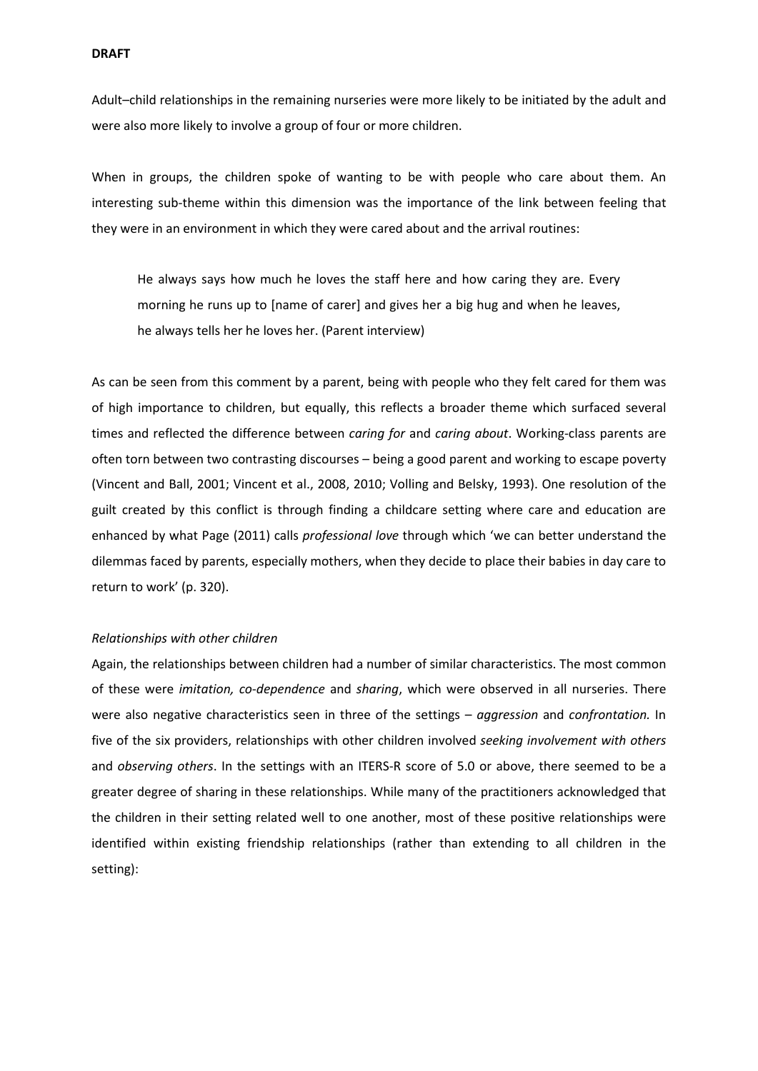Adult–child relationships in the remaining nurseries were more likely to be initiated by the adult and were also more likely to involve a group of four or more children.

When in groups, the children spoke of wanting to be with people who care about them. An interesting sub-theme within this dimension was the importance of the link between feeling that they were in an environment in which they were cared about and the arrival routines:

> He always says how much he loves the staff here and how caring they are. Every morning he runs up to [name of carer] and gives her a big hug and when he leaves, he always tells her he loves her. (Parent interview)

As can be seen from this comment by a parent, being with people who they felt cared for them was of high importance to children, but equally, this reflects a broader theme which surfaced several times and reflected the difference between *caring for* and *caring about*. Working-class parents are often torn between two contrasting discourses – being a good parent and working to escape poverty (Vincent and Ball, 2001; Vincent et al., 2008, 2010; Volling and Belsky, 1993). One resolution of the guilt created by this conflict is through finding a childcare setting where care and education are enhanced by what Page (2011) calls *professional love* through which 'we can better understand the dilemmas faced by parents, especially mothers, when they decide to place their babies in day care to return to work' (p. 320).

*Relationships with other children*

Again, the relationships between children had a number of similar characteristics. The most common of these were *imitation, co-dependence* and *sharing*, which were observed in all nurseries. There were also negative characteristics seen in three of the settings – *aggression* and *confrontation.* In five of the six providers, relationships with other children involved *seeking involvement with others* and *observing others*. In the settings with an ITERS-R score of 5.0 or above, there seemed to be a greater degree of sharing in these relationships. While many of the practitioners acknowledged that the children in their setting related well to one another, most of these positive relationships were identified within existing friendship relationships (rather than extending to all children in the setting):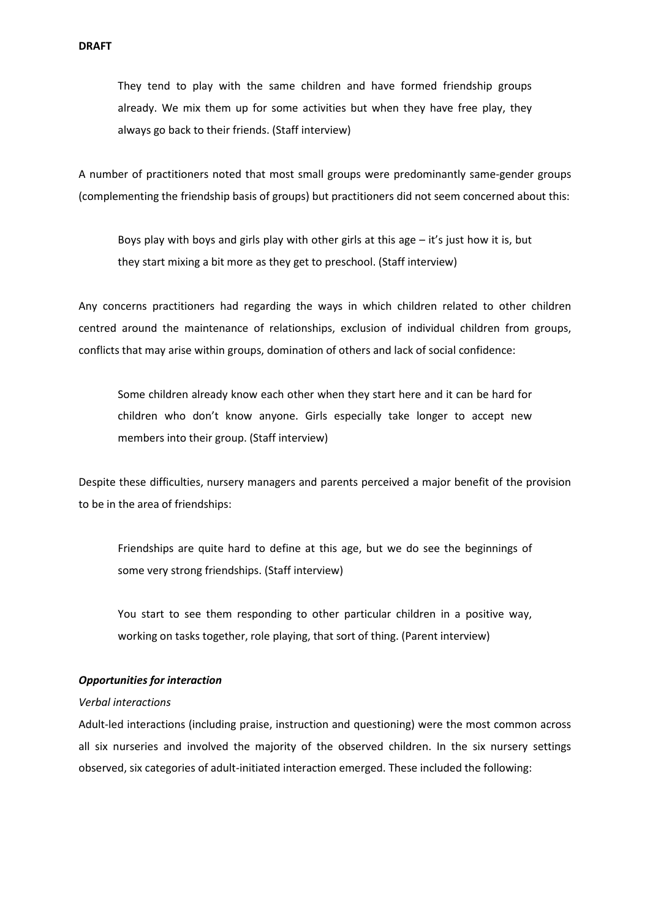> They tend to play with the same children and have formed friendship groups already. We mix them up for some activities but when they have free play, they always go back to their friends. (Staff interview)

A number of practitioners noted that most small groups were predominantly same-gender groups (complementing the friendship basis of groups) but practitioners did not seem concerned about this:

> Boys play with boys and girls play with other girls at this age – it's just how it is, but they start mixing a bit more as they get to preschool. (Staff interview)

Any concerns practitioners had regarding the ways in which children related to other children centred around the maintenance of relationships, exclusion of individual children from groups, conflicts that may arise within groups, domination of others and lack of social confidence:

> Some children already know each other when they start here and it can be hard for children who don't know anyone. Girls especially take longer to accept new members into their group. (Staff interview)

Despite these difficulties, nursery managers and parents perceived a major benefit of the provision to be in the area of friendships:

> Friendships are quite hard to define at this age, but we do see the beginnings of some very strong friendships. (Staff interview)

> You start to see them responding to other particular children in a positive way, working on tasks together, role playing, that sort of thing. (Parent interview)

### *Opportunities for interaction*

#### *Verbal interactions*

Adult-led interactions (including praise, instruction and questioning) were the most common across all six nurseries and involved the majority of the observed children. In the six nursery settings observed, six categories of adult-initiated interaction emerged. These included the following: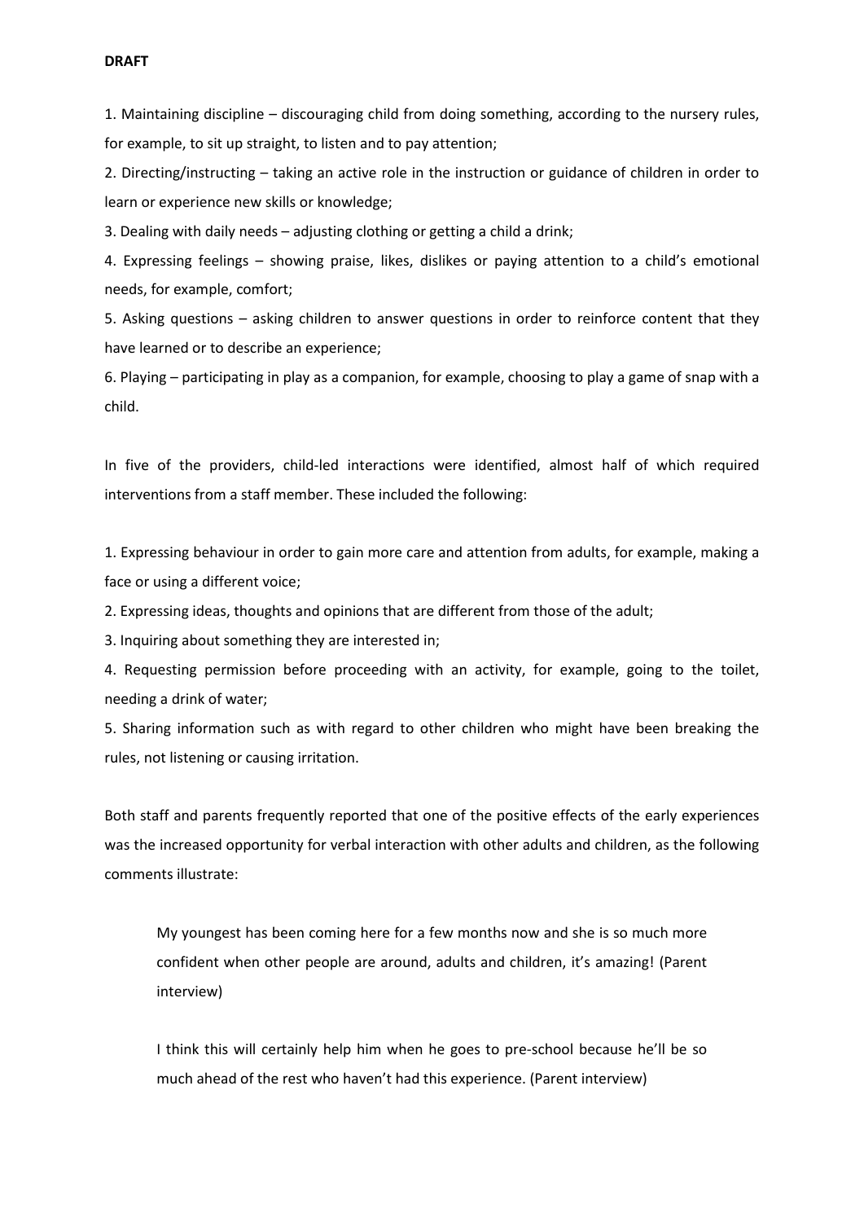**DRAFT**

1. Maintaining discipline – discouraging child from doing something, according to the nursery rules, for example, to sit up straight, to listen and to pay attention;
2. Directing/instructing – taking an active role in the instruction or guidance of children in order to learn or experience new skills or knowledge;
3. Dealing with daily needs – adjusting clothing or getting a child a drink;
4. Expressing feelings – showing praise, likes, dislikes or paying attention to a child's emotional needs, for example, comfort;
5. Asking questions – asking children to answer questions in order to reinforce content that they have learned or to describe an experience;
6. Playing – participating in play as a companion, for example, choosing to play a game of snap with a child.

In five of the providers, child-led interactions were identified, almost half of which required interventions from a staff member. These included the following:

1. Expressing behaviour in order to gain more care and attention from adults, for example, making a face or using a different voice;
2. Expressing ideas, thoughts and opinions that are different from those of the adult;
3. Inquiring about something they are interested in;
4. Requesting permission before proceeding with an activity, for example, going to the toilet, needing a drink of water;
5. Sharing information such as with regard to other children who might have been breaking the rules, not listening or causing irritation.

Both staff and parents frequently reported that one of the positive effects of the early experiences was the increased opportunity for verbal interaction with other adults and children, as the following comments illustrate:

> My youngest has been coming here for a few months now and she is so much more confident when other people are around, adults and children, it's amazing! (Parent interview)

> I think this will certainly help him when he goes to pre-school because he'll be so much ahead of the rest who haven't had this experience. (Parent interview)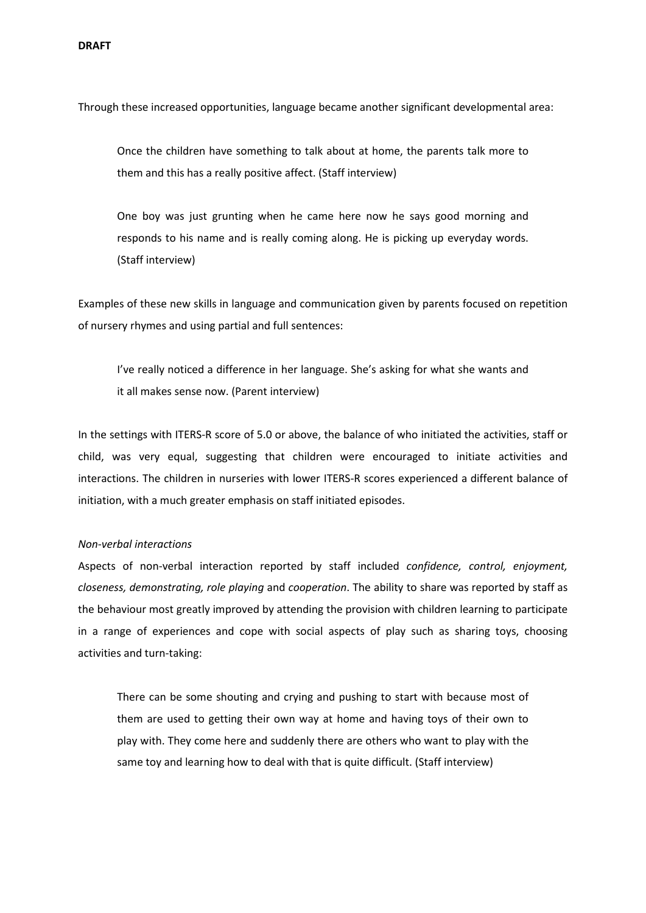Through these increased opportunities, language became another significant developmental area:

> Once the children have something to talk about at home, the parents talk more to them and this has a really positive affect. (Staff interview)

> One boy was just grunting when he came here now he says good morning and responds to his name and is really coming along. He is picking up everyday words. (Staff interview)

Examples of these new skills in language and communication given by parents focused on repetition of nursery rhymes and using partial and full sentences:

> I've really noticed a difference in her language. She's asking for what she wants and it all makes sense now. (Parent interview)

In the settings with ITERS-R score of 5.0 or above, the balance of who initiated the activities, staff or child, was very equal, suggesting that children were encouraged to initiate activities and interactions. The children in nurseries with lower ITERS-R scores experienced a different balance of initiation, with a much greater emphasis on staff initiated episodes.

*Non-verbal interactions*

Aspects of non-verbal interaction reported by staff included *confidence, control, enjoyment, closeness, demonstrating, role playing* and *cooperation*. The ability to share was reported by staff as the behaviour most greatly improved by attending the provision with children learning to participate in a range of experiences and cope with social aspects of play such as sharing toys, choosing activities and turn-taking:

> There can be some shouting and crying and pushing to start with because most of them are used to getting their own way at home and having toys of their own to play with. They come here and suddenly there are others who want to play with the same toy and learning how to deal with that is quite difficult. (Staff interview)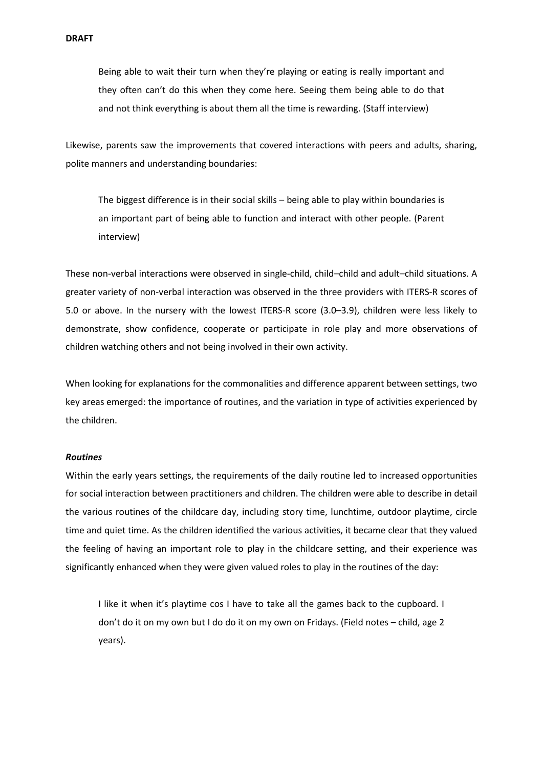> Being able to wait their turn when they're playing or eating is really important and they often can't do this when they come here. Seeing them being able to do that and not think everything is about them all the time is rewarding. (Staff interview)

Likewise, parents saw the improvements that covered interactions with peers and adults, sharing, polite manners and understanding boundaries:

> The biggest difference is in their social skills – being able to play within boundaries is an important part of being able to function and interact with other people. (Parent interview)

These non-verbal interactions were observed in single-child, child–child and adult–child situations. A greater variety of non-verbal interaction was observed in the three providers with ITERS-R scores of 5.0 or above. In the nursery with the lowest ITERS-R score (3.0–3.9), children were less likely to demonstrate, show confidence, cooperate or participate in role play and more observations of children watching others and not being involved in their own activity.

When looking for explanations for the commonalities and difference apparent between settings, two key areas emerged: the importance of routines, and the variation in type of activities experienced by the children.

***Routines***

Within the early years settings, the requirements of the daily routine led to increased opportunities for social interaction between practitioners and children. The children were able to describe in detail the various routines of the childcare day, including story time, lunchtime, outdoor playtime, circle time and quiet time. As the children identified the various activities, it became clear that they valued the feeling of having an important role to play in the childcare setting, and their experience was significantly enhanced when they were given valued roles to play in the routines of the day:

> I like it when it's playtime cos I have to take all the games back to the cupboard. I don't do it on my own but I do do it on my own on Fridays. (Field notes – child, age 2 years).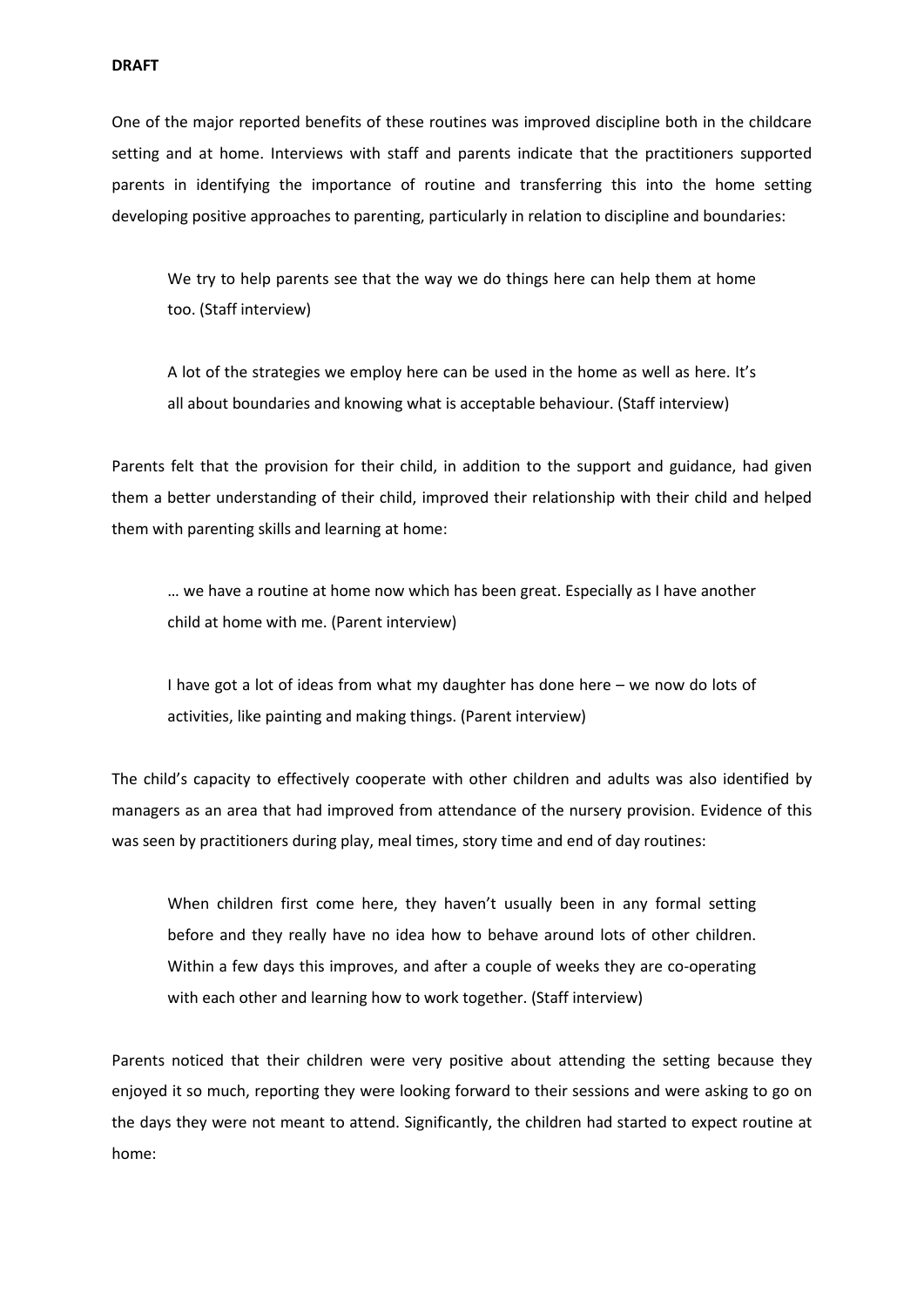**DRAFT**

One of the major reported benefits of these routines was improved discipline both in the childcare setting and at home. Interviews with staff and parents indicate that the practitioners supported parents in identifying the importance of routine and transferring this into the home setting developing positive approaches to parenting, particularly in relation to discipline and boundaries:

> We try to help parents see that the way we do things here can help them at home too. (Staff interview)

> A lot of the strategies we employ here can be used in the home as well as here. It's all about boundaries and knowing what is acceptable behaviour. (Staff interview)

Parents felt that the provision for their child, in addition to the support and guidance, had given them a better understanding of their child, improved their relationship with their child and helped them with parenting skills and learning at home:

> … we have a routine at home now which has been great. Especially as I have another child at home with me. (Parent interview)

> I have got a lot of ideas from what my daughter has done here – we now do lots of activities, like painting and making things. (Parent interview)

The child's capacity to effectively cooperate with other children and adults was also identified by managers as an area that had improved from attendance of the nursery provision. Evidence of this was seen by practitioners during play, meal times, story time and end of day routines:

> When children first come here, they haven't usually been in any formal setting before and they really have no idea how to behave around lots of other children. Within a few days this improves, and after a couple of weeks they are co-operating with each other and learning how to work together. (Staff interview)

Parents noticed that their children were very positive about attending the setting because they enjoyed it so much, reporting they were looking forward to their sessions and were asking to go on the days they were not meant to attend. Significantly, the children had started to expect routine at home: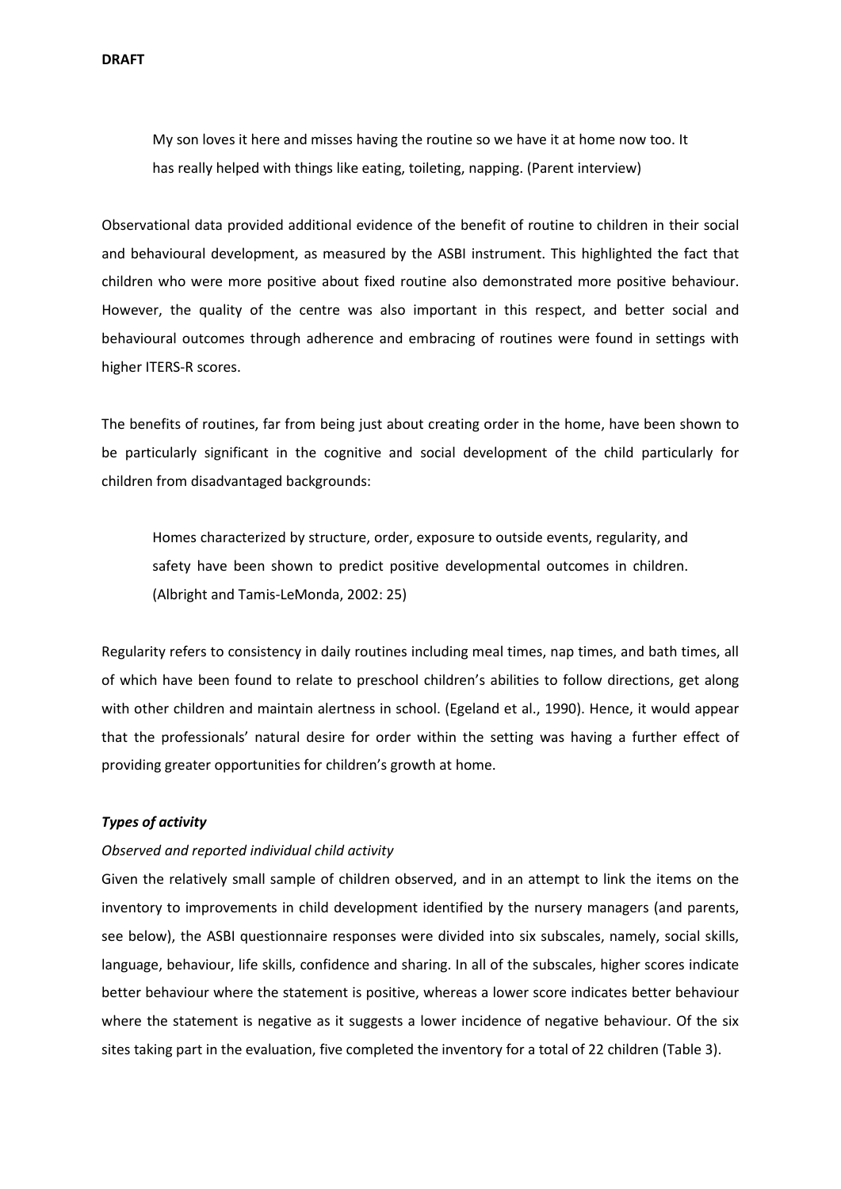> My son loves it here and misses having the routine so we have it at home now too. It has really helped with things like eating, toileting, napping. (Parent interview)

Observational data provided additional evidence of the benefit of routine to children in their social and behavioural development, as measured by the ASBI instrument. This highlighted the fact that children who were more positive about fixed routine also demonstrated more positive behaviour. However, the quality of the centre was also important in this respect, and better social and behavioural outcomes through adherence and embracing of routines were found in settings with higher ITERS-R scores.

The benefits of routines, far from being just about creating order in the home, have been shown to be particularly significant in the cognitive and social development of the child particularly for children from disadvantaged backgrounds:

> Homes characterized by structure, order, exposure to outside events, regularity, and safety have been shown to predict positive developmental outcomes in children. (Albright and Tamis-LeMonda, 2002: 25)

Regularity refers to consistency in daily routines including meal times, nap times, and bath times, all of which have been found to relate to preschool children's abilities to follow directions, get along with other children and maintain alertness in school. (Egeland et al., 1990). Hence, it would appear that the professionals' natural desire for order within the setting was having a further effect of providing greater opportunities for children's growth at home.

***Types of activity***

*Observed and reported individual child activity*

Given the relatively small sample of children observed, and in an attempt to link the items on the inventory to improvements in child development identified by the nursery managers (and parents, see below), the ASBI questionnaire responses were divided into six subscales, namely, social skills, language, behaviour, life skills, confidence and sharing. In all of the subscales, higher scores indicate better behaviour where the statement is positive, whereas a lower score indicates better behaviour where the statement is negative as it suggests a lower incidence of negative behaviour. Of the six sites taking part in the evaluation, five completed the inventory for a total of 22 children (Table 3).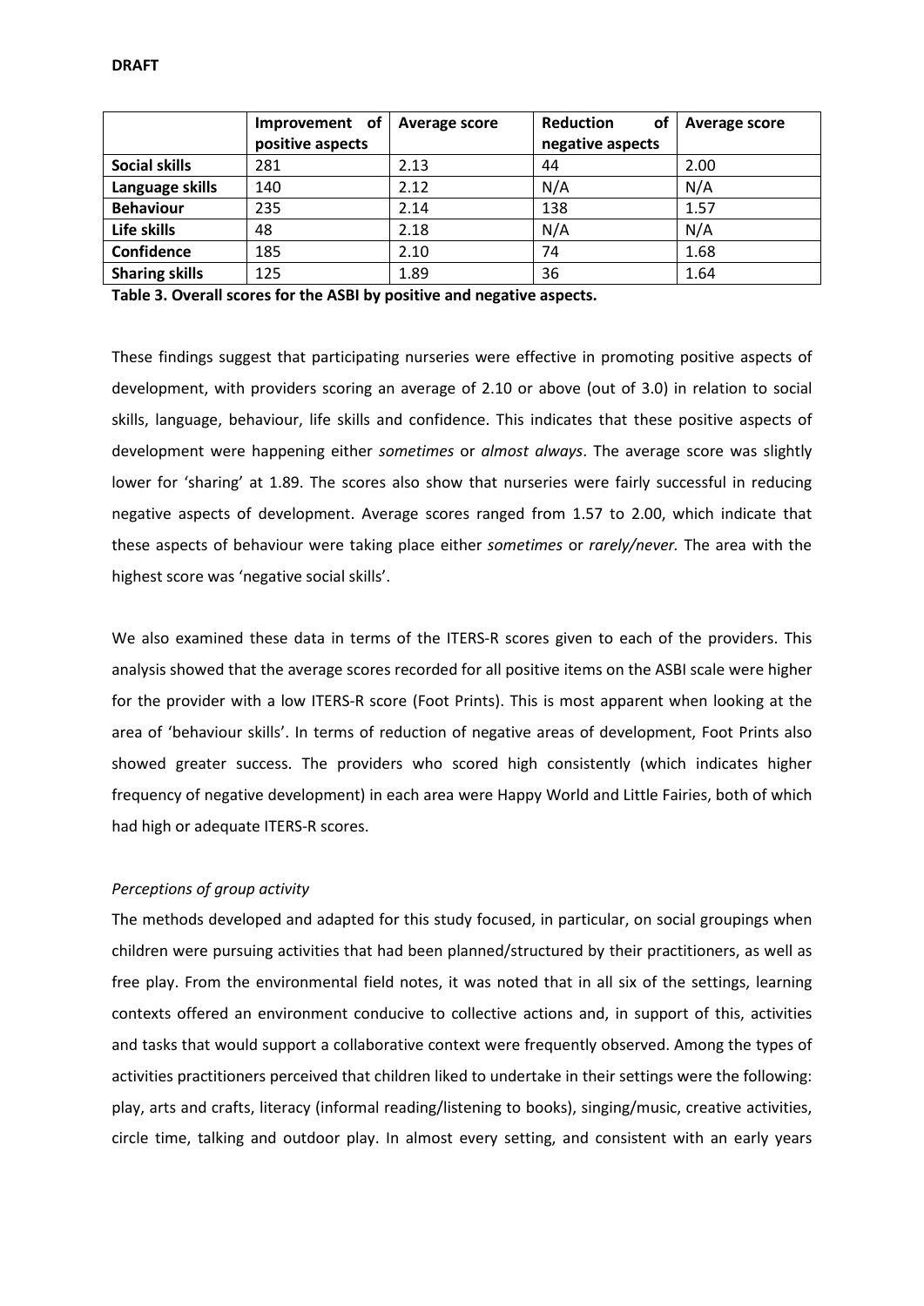DRAFT

| | Improvement of positive aspects | Average score | Reduction of negative aspects | Average score |
|---|---|---|---|---|
| **Social skills** | 281 | 2.13 | 44 | 2.00 |
| **Language skills** | 140 | 2.12 | N/A | N/A |
| **Behaviour** | 235 | 2.14 | 138 | 1.57 |
| **Life skills** | 48 | 2.18 | N/A | N/A |
| **Confidence** | 185 | 2.10 | 74 | 1.68 |
| **Sharing skills** | 125 | 1.89 | 36 | 1.64 |

**Table 3. Overall scores for the ASBI by positive and negative aspects.**

These findings suggest that participating nurseries were effective in promoting positive aspects of development, with providers scoring an average of 2.10 or above (out of 3.0) in relation to social skills, language, behaviour, life skills and confidence. This indicates that these positive aspects of development were happening either *sometimes* or *almost always*. The average score was slightly lower for 'sharing' at 1.89. The scores also show that nurseries were fairly successful in reducing negative aspects of development. Average scores ranged from 1.57 to 2.00, which indicate that these aspects of behaviour were taking place either *sometimes* or *rarely/never.* The area with the highest score was 'negative social skills'.

We also examined these data in terms of the ITERS-R scores given to each of the providers. This analysis showed that the average scores recorded for all positive items on the ASBI scale were higher for the provider with a low ITERS-R score (Foot Prints). This is most apparent when looking at the area of 'behaviour skills'. In terms of reduction of negative areas of development, Foot Prints also showed greater success. The providers who scored high consistently (which indicates higher frequency of negative development) in each area were Happy World and Little Fairies, both of which had high or adequate ITERS-R scores.

*Perceptions of group activity*

The methods developed and adapted for this study focused, in particular, on social groupings when children were pursuing activities that had been planned/structured by their practitioners, as well as free play. From the environmental field notes, it was noted that in all six of the settings, learning contexts offered an environment conducive to collective actions and, in support of this, activities and tasks that would support a collaborative context were frequently observed. Among the types of activities practitioners perceived that children liked to undertake in their settings were the following: play, arts and crafts, literacy (informal reading/listening to books), singing/music, creative activities, circle time, talking and outdoor play. In almost every setting, and consistent with an early years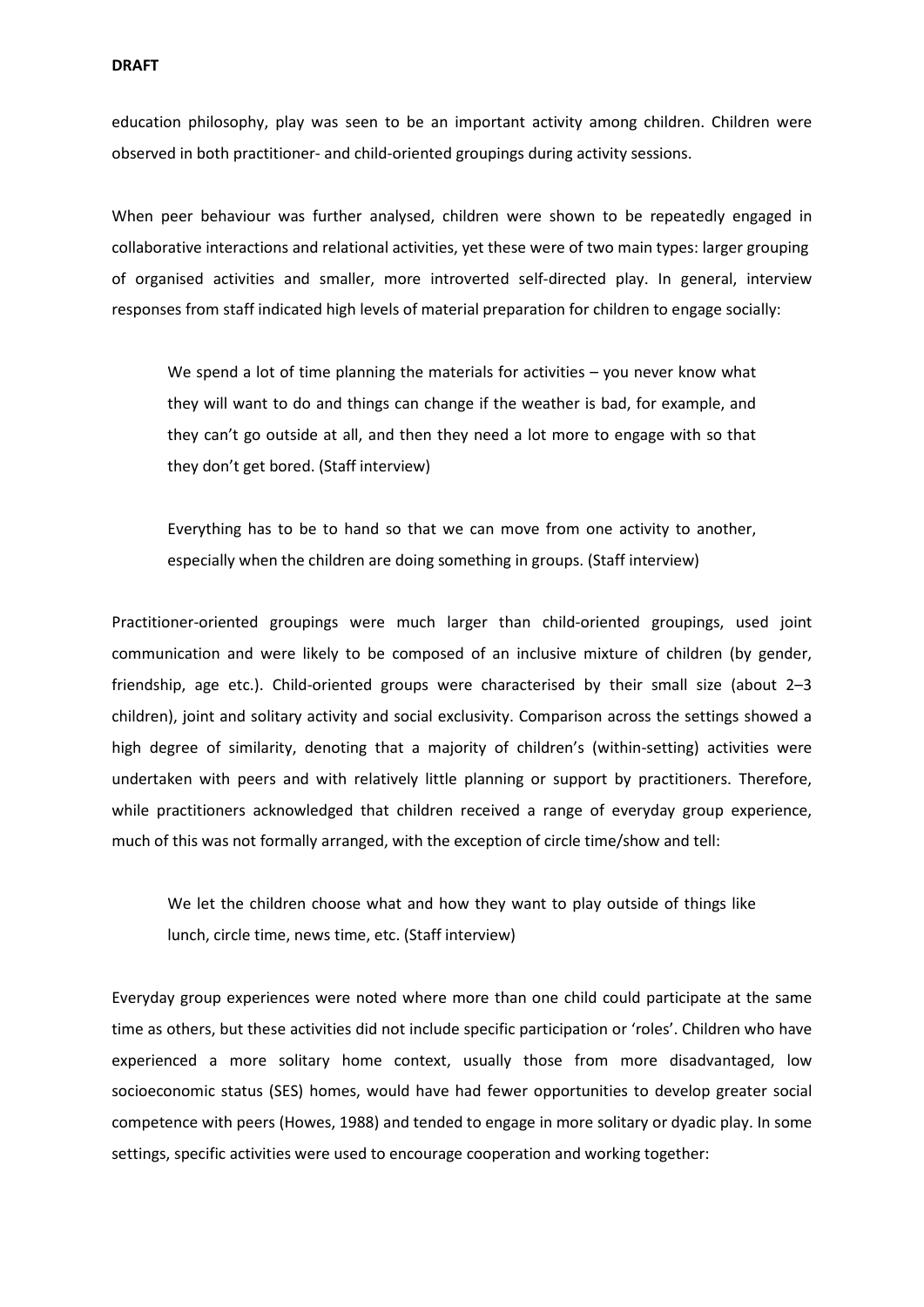education philosophy, play was seen to be an important activity among children. Children were observed in both practitioner- and child-oriented groupings during activity sessions.

When peer behaviour was further analysed, children were shown to be repeatedly engaged in collaborative interactions and relational activities, yet these were of two main types: larger grouping of organised activities and smaller, more introverted self-directed play. In general, interview responses from staff indicated high levels of material preparation for children to engage socially:

> We spend a lot of time planning the materials for activities – you never know what they will want to do and things can change if the weather is bad, for example, and they can't go outside at all, and then they need a lot more to engage with so that they don't get bored. (Staff interview)

> Everything has to be to hand so that we can move from one activity to another, especially when the children are doing something in groups. (Staff interview)

Practitioner-oriented groupings were much larger than child-oriented groupings, used joint communication and were likely to be composed of an inclusive mixture of children (by gender, friendship, age etc.). Child-oriented groups were characterised by their small size (about 2–3 children), joint and solitary activity and social exclusivity. Comparison across the settings showed a high degree of similarity, denoting that a majority of children's (within-setting) activities were undertaken with peers and with relatively little planning or support by practitioners. Therefore, while practitioners acknowledged that children received a range of everyday group experience, much of this was not formally arranged, with the exception of circle time/show and tell:

> We let the children choose what and how they want to play outside of things like lunch, circle time, news time, etc. (Staff interview)

Everyday group experiences were noted where more than one child could participate at the same time as others, but these activities did not include specific participation or 'roles'. Children who have experienced a more solitary home context, usually those from more disadvantaged, low socioeconomic status (SES) homes, would have had fewer opportunities to develop greater social competence with peers (Howes, 1988) and tended to engage in more solitary or dyadic play. In some settings, specific activities were used to encourage cooperation and working together: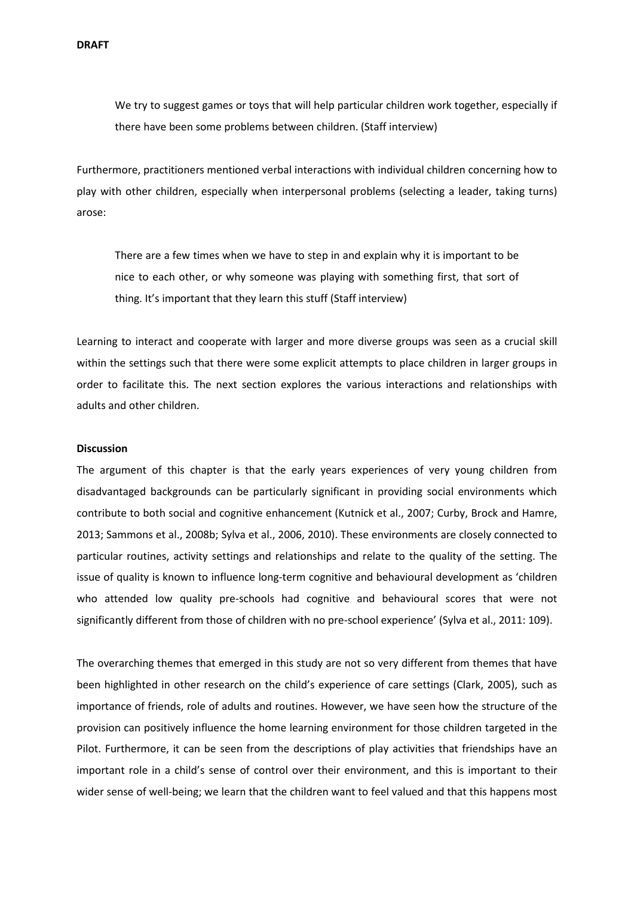> We try to suggest games or toys that will help particular children work together, especially if there have been some problems between children. (Staff interview)

Furthermore, practitioners mentioned verbal interactions with individual children concerning how to play with other children, especially when interpersonal problems (selecting a leader, taking turns) arose:

> There are a few times when we have to step in and explain why it is important to be nice to each other, or why someone was playing with something first, that sort of thing. It's important that they learn this stuff (Staff interview)

Learning to interact and cooperate with larger and more diverse groups was seen as a crucial skill within the settings such that there were some explicit attempts to place children in larger groups in order to facilitate this. The next section explores the various interactions and relationships with adults and other children.

**Discussion**

The argument of this chapter is that the early years experiences of very young children from disadvantaged backgrounds can be particularly significant in providing social environments which contribute to both social and cognitive enhancement (Kutnick et al., 2007; Curby, Brock and Hamre, 2013; Sammons et al., 2008b; Sylva et al., 2006, 2010). These environments are closely connected to particular routines, activity settings and relationships and relate to the quality of the setting. The issue of quality is known to influence long-term cognitive and behavioural development as 'children who attended low quality pre-schools had cognitive and behavioural scores that were not significantly different from those of children with no pre-school experience' (Sylva et al., 2011: 109).

The overarching themes that emerged in this study are not so very different from themes that have been highlighted in other research on the child's experience of care settings (Clark, 2005), such as importance of friends, role of adults and routines. However, we have seen how the structure of the provision can positively influence the home learning environment for those children targeted in the Pilot. Furthermore, it can be seen from the descriptions of play activities that friendships have an important role in a child's sense of control over their environment, and this is important to their wider sense of well-being; we learn that the children want to feel valued and that this happens most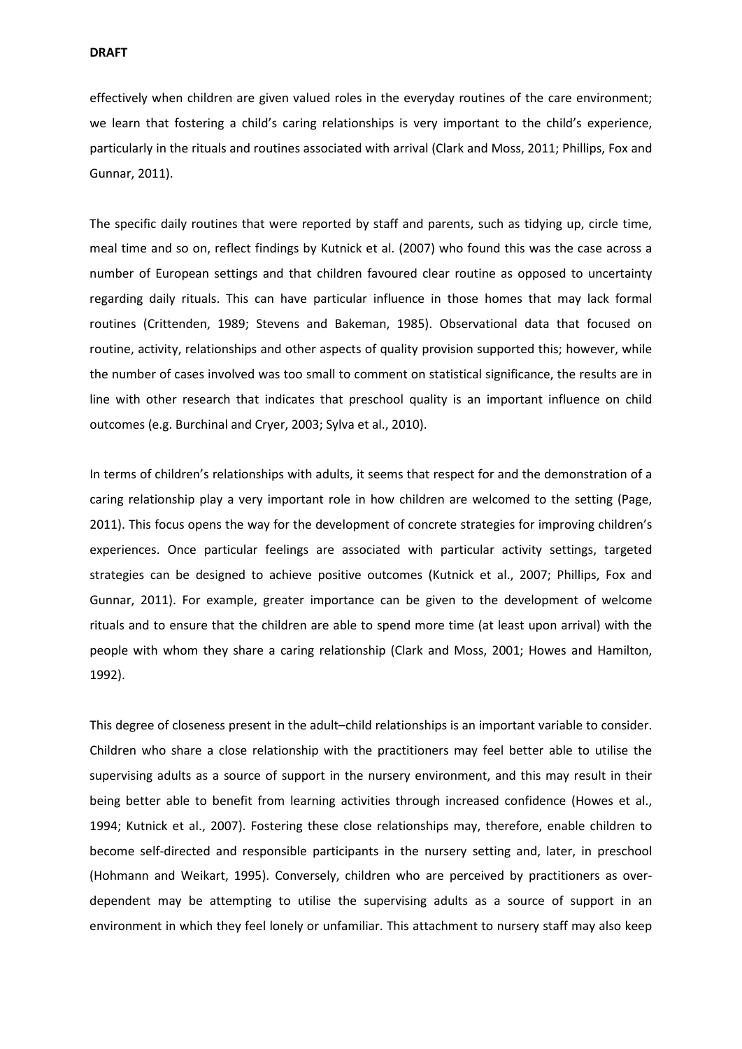effectively when children are given valued roles in the everyday routines of the care environment; we learn that fostering a child's caring relationships is very important to the child's experience, particularly in the rituals and routines associated with arrival (Clark and Moss, 2011; Phillips, Fox and Gunnar, 2011).

The specific daily routines that were reported by staff and parents, such as tidying up, circle time, meal time and so on, reflect findings by Kutnick et al. (2007) who found this was the case across a number of European settings and that children favoured clear routine as opposed to uncertainty regarding daily rituals. This can have particular influence in those homes that may lack formal routines (Crittenden, 1989; Stevens and Bakeman, 1985). Observational data that focused on routine, activity, relationships and other aspects of quality provision supported this; however, while the number of cases involved was too small to comment on statistical significance, the results are in line with other research that indicates that preschool quality is an important influence on child outcomes (e.g. Burchinal and Cryer, 2003; Sylva et al., 2010).

In terms of children's relationships with adults, it seems that respect for and the demonstration of a caring relationship play a very important role in how children are welcomed to the setting (Page, 2011). This focus opens the way for the development of concrete strategies for improving children's experiences. Once particular feelings are associated with particular activity settings, targeted strategies can be designed to achieve positive outcomes (Kutnick et al., 2007; Phillips, Fox and Gunnar, 2011). For example, greater importance can be given to the development of welcome rituals and to ensure that the children are able to spend more time (at least upon arrival) with the people with whom they share a caring relationship (Clark and Moss, 2001; Howes and Hamilton, 1992).

This degree of closeness present in the adult–child relationships is an important variable to consider. Children who share a close relationship with the practitioners may feel better able to utilise the supervising adults as a source of support in the nursery environment, and this may result in their being better able to benefit from learning activities through increased confidence (Howes et al., 1994; Kutnick et al., 2007). Fostering these close relationships may, therefore, enable children to become self-directed and responsible participants in the nursery setting and, later, in preschool (Hohmann and Weikart, 1995). Conversely, children who are perceived by practitioners as over-dependent may be attempting to utilise the supervising adults as a source of support in an environment in which they feel lonely or unfamiliar. This attachment to nursery staff may also keep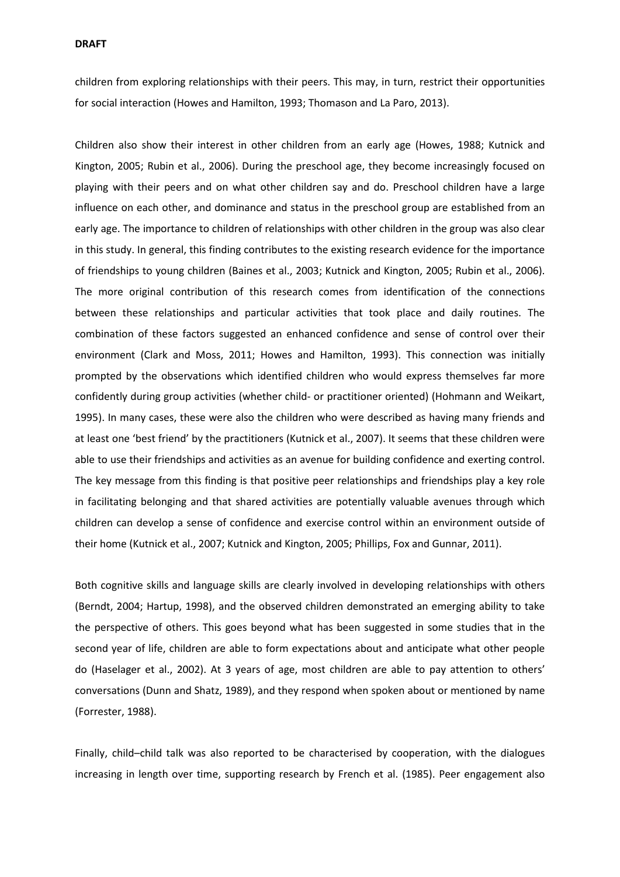children from exploring relationships with their peers. This may, in turn, restrict their opportunities for social interaction (Howes and Hamilton, 1993; Thomason and La Paro, 2013).

Children also show their interest in other children from an early age (Howes, 1988; Kutnick and Kington, 2005; Rubin et al., 2006). During the preschool age, they become increasingly focused on playing with their peers and on what other children say and do. Preschool children have a large influence on each other, and dominance and status in the preschool group are established from an early age. The importance to children of relationships with other children in the group was also clear in this study. In general, this finding contributes to the existing research evidence for the importance of friendships to young children (Baines et al., 2003; Kutnick and Kington, 2005; Rubin et al., 2006). The more original contribution of this research comes from identification of the connections between these relationships and particular activities that took place and daily routines. The combination of these factors suggested an enhanced confidence and sense of control over their environment (Clark and Moss, 2011; Howes and Hamilton, 1993). This connection was initially prompted by the observations which identified children who would express themselves far more confidently during group activities (whether child- or practitioner oriented) (Hohmann and Weikart, 1995). In many cases, these were also the children who were described as having many friends and at least one 'best friend' by the practitioners (Kutnick et al., 2007). It seems that these children were able to use their friendships and activities as an avenue for building confidence and exerting control. The key message from this finding is that positive peer relationships and friendships play a key role in facilitating belonging and that shared activities are potentially valuable avenues through which children can develop a sense of confidence and exercise control within an environment outside of their home (Kutnick et al., 2007; Kutnick and Kington, 2005; Phillips, Fox and Gunnar, 2011).

Both cognitive skills and language skills are clearly involved in developing relationships with others (Berndt, 2004; Hartup, 1998), and the observed children demonstrated an emerging ability to take the perspective of others. This goes beyond what has been suggested in some studies that in the second year of life, children are able to form expectations about and anticipate what other people do (Haselager et al., 2002). At 3 years of age, most children are able to pay attention to others' conversations (Dunn and Shatz, 1989), and they respond when spoken about or mentioned by name (Forrester, 1988).

Finally, child–child talk was also reported to be characterised by cooperation, with the dialogues increasing in length over time, supporting research by French et al. (1985). Peer engagement also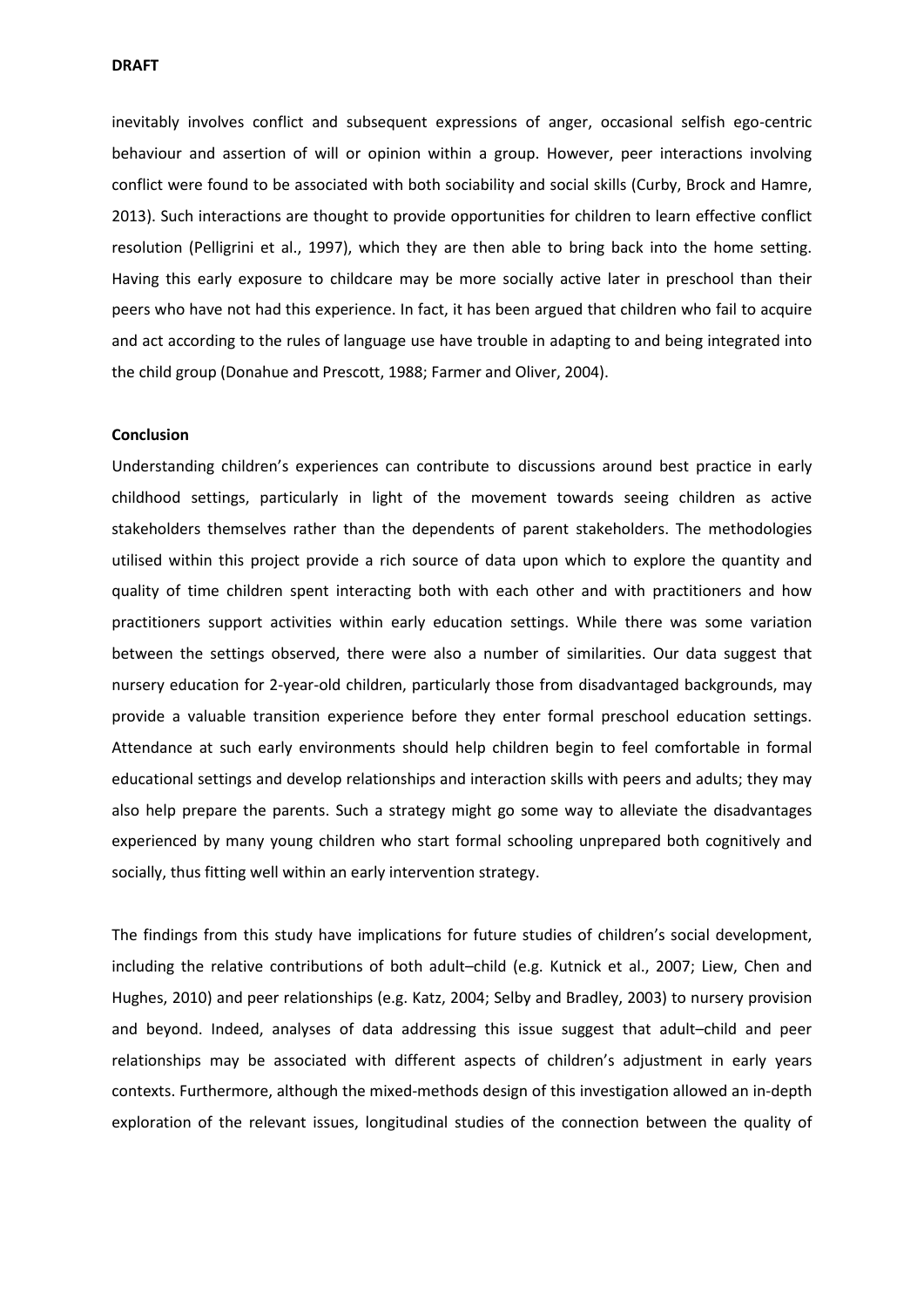inevitably involves conflict and subsequent expressions of anger, occasional selfish ego-centric behaviour and assertion of will or opinion within a group. However, peer interactions involving conflict were found to be associated with both sociability and social skills (Curby, Brock and Hamre, 2013). Such interactions are thought to provide opportunities for children to learn effective conflict resolution (Pelligrini et al., 1997), which they are then able to bring back into the home setting. Having this early exposure to childcare may be more socially active later in preschool than their peers who have not had this experience. In fact, it has been argued that children who fail to acquire and act according to the rules of language use have trouble in adapting to and being integrated into the child group (Donahue and Prescott, 1988; Farmer and Oliver, 2004).

**Conclusion**

Understanding children's experiences can contribute to discussions around best practice in early childhood settings, particularly in light of the movement towards seeing children as active stakeholders themselves rather than the dependents of parent stakeholders. The methodologies utilised within this project provide a rich source of data upon which to explore the quantity and quality of time children spent interacting both with each other and with practitioners and how practitioners support activities within early education settings. While there was some variation between the settings observed, there were also a number of similarities. Our data suggest that nursery education for 2-year-old children, particularly those from disadvantaged backgrounds, may provide a valuable transition experience before they enter formal preschool education settings. Attendance at such early environments should help children begin to feel comfortable in formal educational settings and develop relationships and interaction skills with peers and adults; they may also help prepare the parents. Such a strategy might go some way to alleviate the disadvantages experienced by many young children who start formal schooling unprepared both cognitively and socially, thus fitting well within an early intervention strategy.

The findings from this study have implications for future studies of children's social development, including the relative contributions of both adult–child (e.g. Kutnick et al., 2007; Liew, Chen and Hughes, 2010) and peer relationships (e.g. Katz, 2004; Selby and Bradley, 2003) to nursery provision and beyond. Indeed, analyses of data addressing this issue suggest that adult–child and peer relationships may be associated with different aspects of children's adjustment in early years contexts. Furthermore, although the mixed-methods design of this investigation allowed an in-depth exploration of the relevant issues, longitudinal studies of the connection between the quality of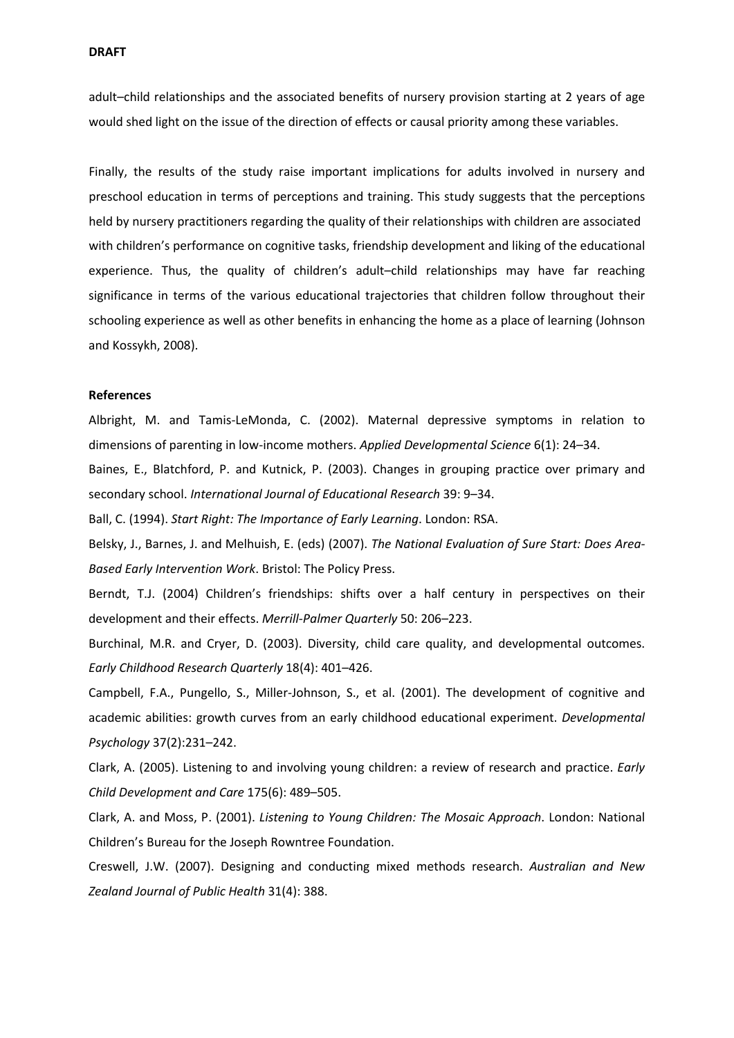adult–child relationships and the associated benefits of nursery provision starting at 2 years of age would shed light on the issue of the direction of effects or causal priority among these variables.

Finally, the results of the study raise important implications for adults involved in nursery and preschool education in terms of perceptions and training. This study suggests that the perceptions held by nursery practitioners regarding the quality of their relationships with children are associated with children's performance on cognitive tasks, friendship development and liking of the educational experience. Thus, the quality of children's adult–child relationships may have far reaching significance in terms of the various educational trajectories that children follow throughout their schooling experience as well as other benefits in enhancing the home as a place of learning (Johnson and Kossykh, 2008).

**References**

Albright, M. and Tamis-LeMonda, C. (2002). Maternal depressive symptoms in relation to dimensions of parenting in low-income mothers. *Applied Developmental Science* 6(1): 24–34.

Baines, E., Blatchford, P. and Kutnick, P. (2003). Changes in grouping practice over primary and secondary school. *International Journal of Educational Research* 39: 9–34.

Ball, C. (1994). *Start Right: The Importance of Early Learning*. London: RSA.

Belsky, J., Barnes, J. and Melhuish, E. (eds) (2007). *The National Evaluation of Sure Start: Does Area-Based Early Intervention Work*. Bristol: The Policy Press.

Berndt, T.J. (2004) Children's friendships: shifts over a half century in perspectives on their development and their effects. *Merrill-Palmer Quarterly* 50: 206–223.

Burchinal, M.R. and Cryer, D. (2003). Diversity, child care quality, and developmental outcomes. *Early Childhood Research Quarterly* 18(4): 401–426.

Campbell, F.A., Pungello, S., Miller-Johnson, S., et al. (2001). The development of cognitive and academic abilities: growth curves from an early childhood educational experiment. *Developmental Psychology* 37(2):231–242.

Clark, A. (2005). Listening to and involving young children: a review of research and practice. *Early Child Development and Care* 175(6): 489–505.

Clark, A. and Moss, P. (2001). *Listening to Young Children: The Mosaic Approach*. London: National Children's Bureau for the Joseph Rowntree Foundation.

Creswell, J.W. (2007). Designing and conducting mixed methods research. *Australian and New Zealand Journal of Public Health* 31(4): 388.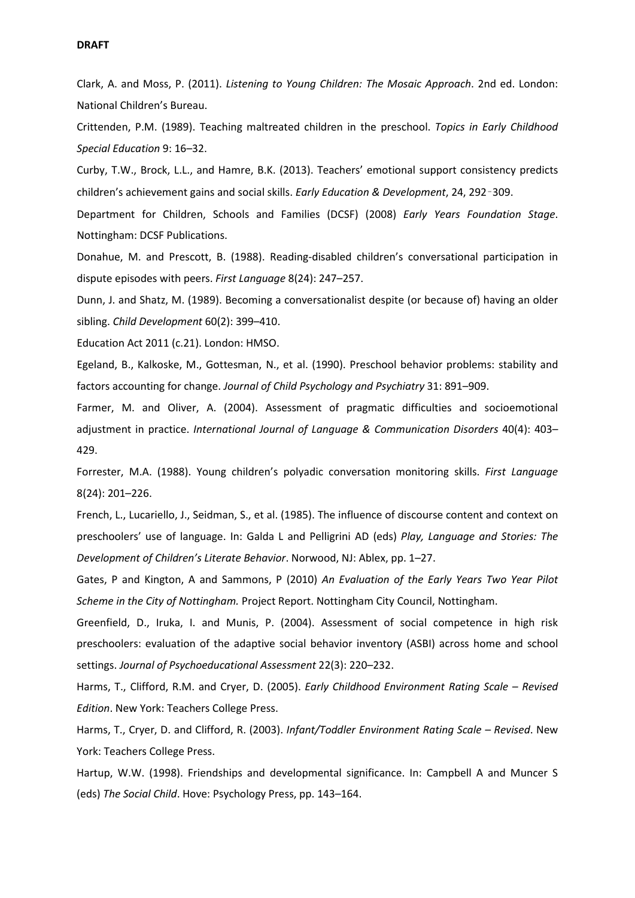Clark, A. and Moss, P. (2011). *Listening to Young Children: The Mosaic Approach*. 2nd ed. London: National Children's Bureau.

Crittenden, P.M. (1989). Teaching maltreated children in the preschool. *Topics in Early Childhood Special Education* 9: 16–32.

Curby, T.W., Brock, L.L., and Hamre, B.K. (2013). Teachers' emotional support consistency predicts children's achievement gains and social skills. *Early Education & Development*, 24, 292‑309.

Department for Children, Schools and Families (DCSF) (2008) *Early Years Foundation Stage*. Nottingham: DCSF Publications.

Donahue, M. and Prescott, B. (1988). Reading-disabled children's conversational participation in dispute episodes with peers. *First Language* 8(24): 247–257.

Dunn, J. and Shatz, M. (1989). Becoming a conversationalist despite (or because of) having an older sibling. *Child Development* 60(2): 399–410.

Education Act 2011 (c.21). London: HMSO.

Egeland, B., Kalkoske, M., Gottesman, N., et al. (1990). Preschool behavior problems: stability and factors accounting for change. *Journal of Child Psychology and Psychiatry* 31: 891–909.

Farmer, M. and Oliver, A. (2004). Assessment of pragmatic difficulties and socioemotional adjustment in practice. *International Journal of Language & Communication Disorders* 40(4): 403–429.

Forrester, M.A. (1988). Young children's polyadic conversation monitoring skills. *First Language* 8(24): 201–226.

French, L., Lucariello, J., Seidman, S., et al. (1985). The influence of discourse content and context on preschoolers' use of language. In: Galda L and Pelligrini AD (eds) *Play, Language and Stories: The Development of Children's Literate Behavior*. Norwood, NJ: Ablex, pp. 1–27.

Gates, P and Kington, A and Sammons, P (2010) *An Evaluation of the Early Years Two Year Pilot Scheme in the City of Nottingham.* Project Report. Nottingham City Council, Nottingham.

Greenfield, D., Iruka, I. and Munis, P. (2004). Assessment of social competence in high risk preschoolers: evaluation of the adaptive social behavior inventory (ASBI) across home and school settings. *Journal of Psychoeducational Assessment* 22(3): 220–232.

Harms, T., Clifford, R.M. and Cryer, D. (2005). *Early Childhood Environment Rating Scale – Revised Edition*. New York: Teachers College Press.

Harms, T., Cryer, D. and Clifford, R. (2003). *Infant/Toddler Environment Rating Scale – Revised*. New York: Teachers College Press.

Hartup, W.W. (1998). Friendships and developmental significance. In: Campbell A and Muncer S (eds) *The Social Child*. Hove: Psychology Press, pp. 143–164.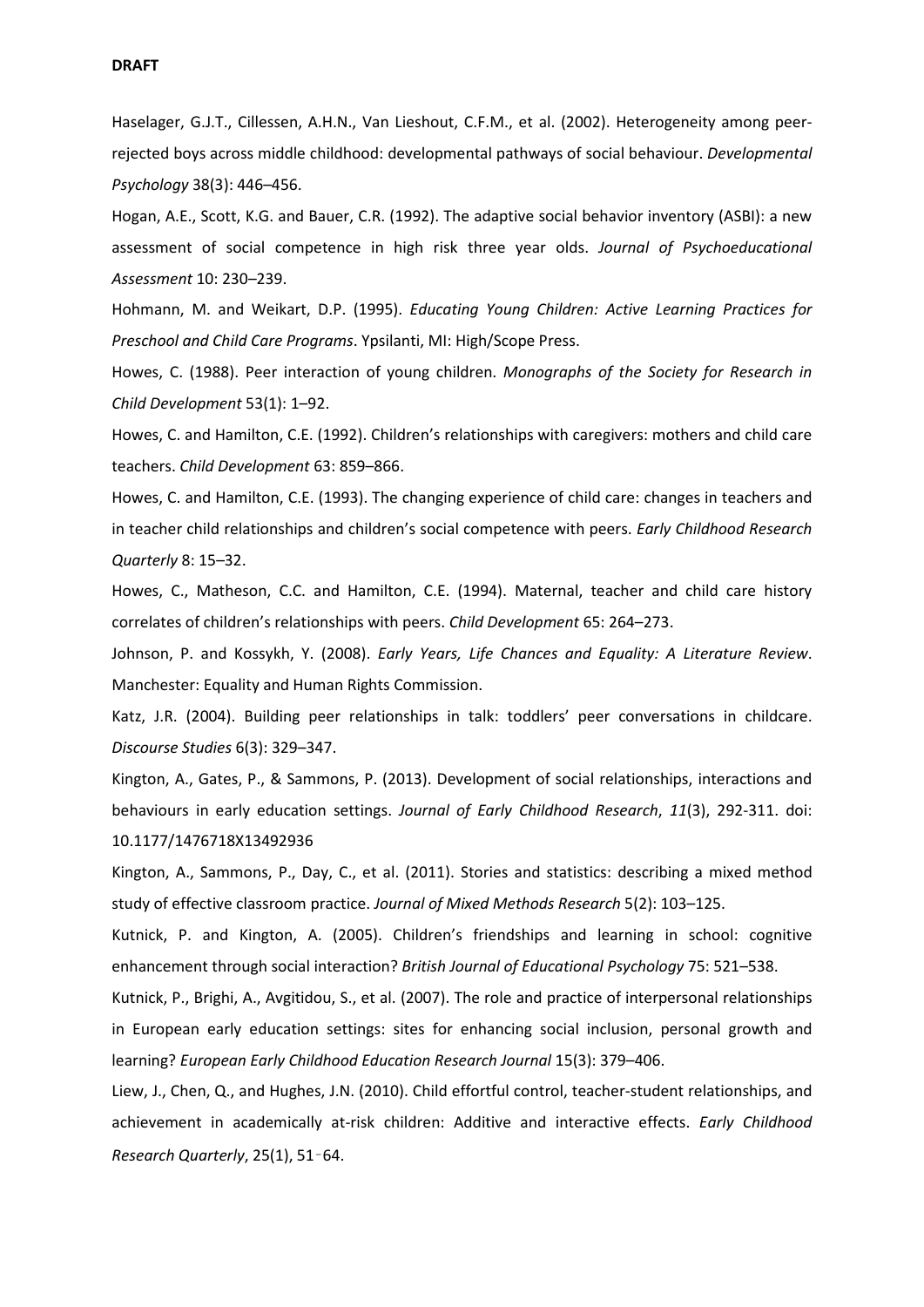**DRAFT**

Haselager, G.J.T., Cillessen, A.H.N., Van Lieshout, C.F.M., et al. (2002). Heterogeneity among peer-rejected boys across middle childhood: developmental pathways of social behaviour. *Developmental Psychology* 38(3): 446–456.

Hogan, A.E., Scott, K.G. and Bauer, C.R. (1992). The adaptive social behavior inventory (ASBI): a new assessment of social competence in high risk three year olds. *Journal of Psychoeducational Assessment* 10: 230–239.

Hohmann, M. and Weikart, D.P. (1995). *Educating Young Children: Active Learning Practices for Preschool and Child Care Programs*. Ypsilanti, MI: High/Scope Press.

Howes, C. (1988). Peer interaction of young children. *Monographs of the Society for Research in Child Development* 53(1): 1–92.

Howes, C. and Hamilton, C.E. (1992). Children's relationships with caregivers: mothers and child care teachers. *Child Development* 63: 859–866.

Howes, C. and Hamilton, C.E. (1993). The changing experience of child care: changes in teachers and in teacher child relationships and children's social competence with peers. *Early Childhood Research Quarterly* 8: 15–32.

Howes, C., Matheson, C.C. and Hamilton, C.E. (1994). Maternal, teacher and child care history correlates of children's relationships with peers. *Child Development* 65: 264–273.

Johnson, P. and Kossykh, Y. (2008). *Early Years, Life Chances and Equality: A Literature Review*. Manchester: Equality and Human Rights Commission.

Katz, J.R. (2004). Building peer relationships in talk: toddlers' peer conversations in childcare. *Discourse Studies* 6(3): 329–347.

Kington, A., Gates, P., & Sammons, P. (2013). Development of social relationships, interactions and behaviours in early education settings. *Journal of Early Childhood Research*, *11*(3), 292-311. doi: 10.1177/1476718X13492936

Kington, A., Sammons, P., Day, C., et al. (2011). Stories and statistics: describing a mixed method study of effective classroom practice. *Journal of Mixed Methods Research* 5(2): 103–125.

Kutnick, P. and Kington, A. (2005). Children's friendships and learning in school: cognitive enhancement through social interaction? *British Journal of Educational Psychology* 75: 521–538.

Kutnick, P., Brighi, A., Avgitidou, S., et al. (2007). The role and practice of interpersonal relationships in European early education settings: sites for enhancing social inclusion, personal growth and learning? *European Early Childhood Education Research Journal* 15(3): 379–406.

Liew, J., Chen, Q., and Hughes, J.N. (2010). Child effortful control, teacher-student relationships, and achievement in academically at-risk children: Additive and interactive effects. *Early Childhood Research Quarterly*, 25(1), 51‐64.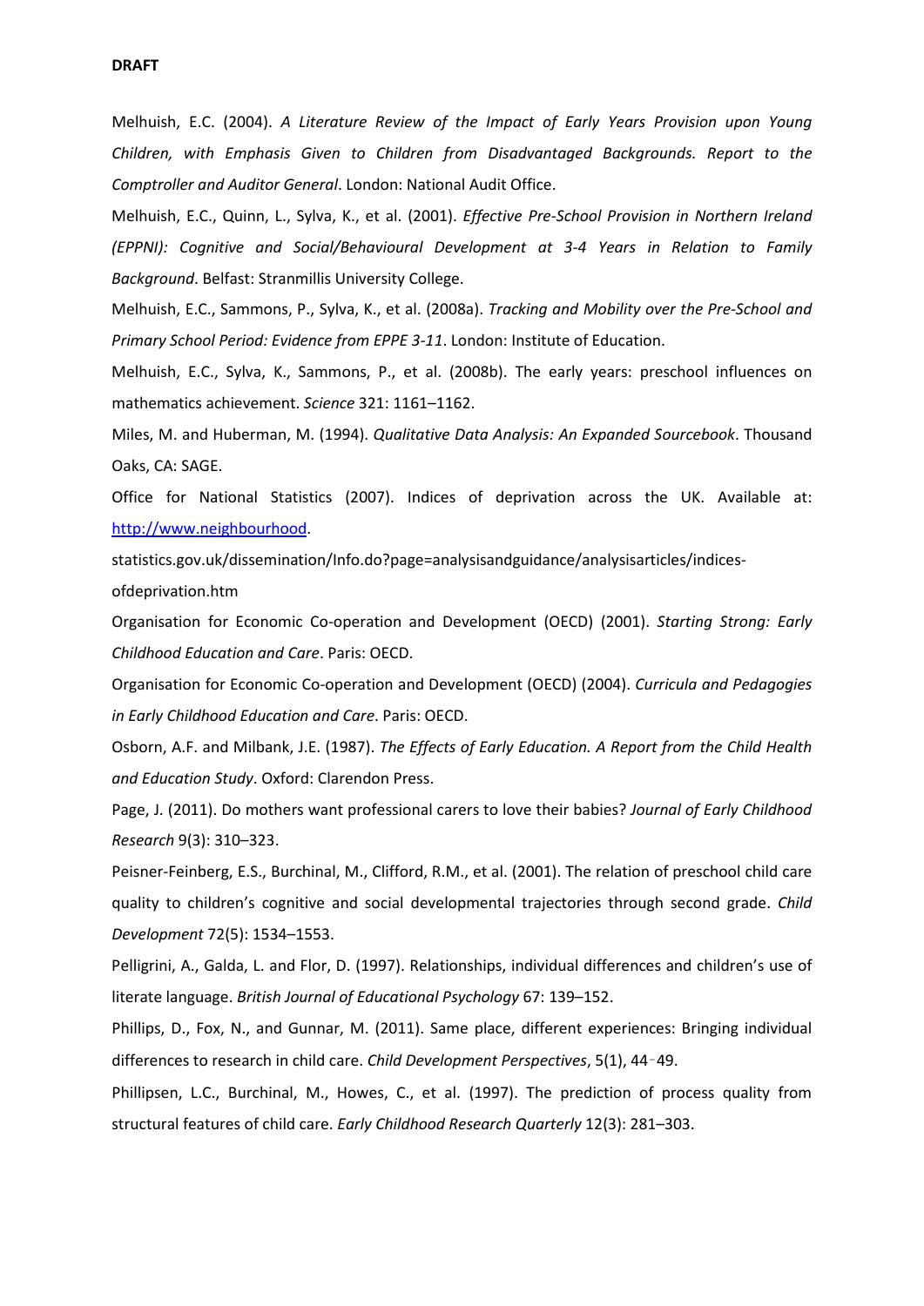**DRAFT**

Melhuish, E.C. (2004). *A Literature Review of the Impact of Early Years Provision upon Young Children, with Emphasis Given to Children from Disadvantaged Backgrounds. Report to the Comptroller and Auditor General*. London: National Audit Office.

Melhuish, E.C., Quinn, L., Sylva, K., et al. (2001). *Effective Pre-School Provision in Northern Ireland (EPPNI): Cognitive and Social/Behavioural Development at 3-4 Years in Relation to Family Background*. Belfast: Stranmillis University College.

Melhuish, E.C., Sammons, P., Sylva, K., et al. (2008a). *Tracking and Mobility over the Pre-School and Primary School Period: Evidence from EPPE 3-11*. London: Institute of Education.

Melhuish, E.C., Sylva, K., Sammons, P., et al. (2008b). The early years: preschool influences on mathematics achievement. *Science* 321: 1161–1162.

Miles, M. and Huberman, M. (1994). *Qualitative Data Analysis: An Expanded Sourcebook*. Thousand Oaks, CA: SAGE.

Office for National Statistics (2007). Indices of deprivation across the UK. Available at: http://www.neighbourhood.

statistics.gov.uk/dissemination/Info.do?page=analysisandguidance/analysisarticles/indices-ofdeprivation.htm

Organisation for Economic Co-operation and Development (OECD) (2001). *Starting Strong: Early Childhood Education and Care*. Paris: OECD.

Organisation for Economic Co-operation and Development (OECD) (2004). *Curricula and Pedagogies in Early Childhood Education and Care*. Paris: OECD.

Osborn, A.F. and Milbank, J.E. (1987). *The Effects of Early Education. A Report from the Child Health and Education Study*. Oxford: Clarendon Press.

Page, J. (2011). Do mothers want professional carers to love their babies? *Journal of Early Childhood Research* 9(3): 310–323.

Peisner-Feinberg, E.S., Burchinal, M., Clifford, R.M., et al. (2001). The relation of preschool child care quality to children's cognitive and social developmental trajectories through second grade. *Child Development* 72(5): 1534–1553.

Pelligrini, A., Galda, L. and Flor, D. (1997). Relationships, individual differences and children's use of literate language. *British Journal of Educational Psychology* 67: 139–152.

Phillips, D., Fox, N., and Gunnar, M. (2011). Same place, different experiences: Bringing individual differences to research in child care. *Child Development Perspectives*, 5(1), 44‑49.

Phillipsen, L.C., Burchinal, M., Howes, C., et al. (1997). The prediction of process quality from structural features of child care. *Early Childhood Research Quarterly* 12(3): 281–303.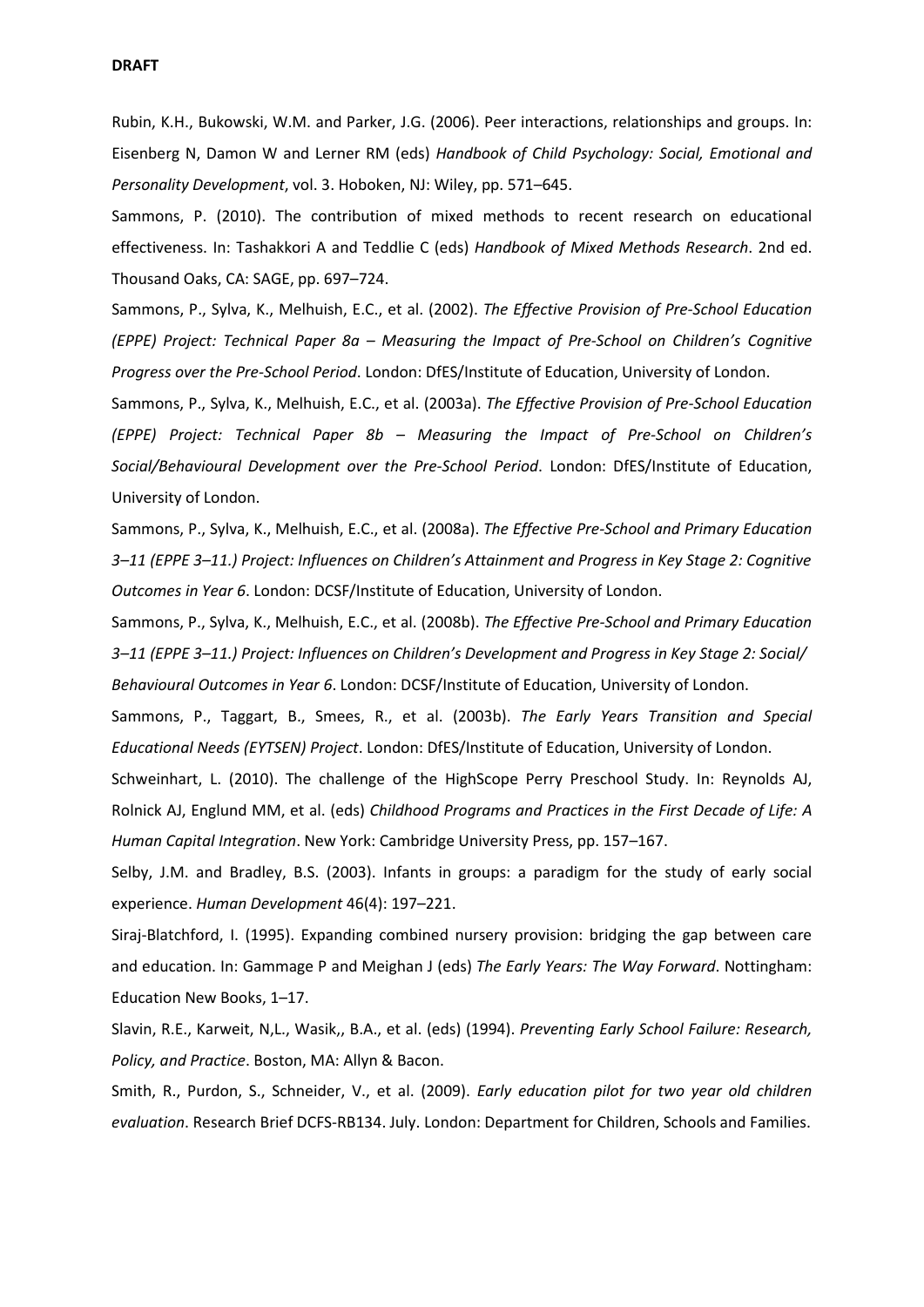**DRAFT**

Rubin, K.H., Bukowski, W.M. and Parker, J.G. (2006). Peer interactions, relationships and groups. In: Eisenberg N, Damon W and Lerner RM (eds) *Handbook of Child Psychology: Social, Emotional and Personality Development*, vol. 3. Hoboken, NJ: Wiley, pp. 571–645.

Sammons, P. (2010). The contribution of mixed methods to recent research on educational effectiveness. In: Tashakkori A and Teddlie C (eds) *Handbook of Mixed Methods Research*. 2nd ed. Thousand Oaks, CA: SAGE, pp. 697–724.

Sammons, P., Sylva, K., Melhuish, E.C., et al. (2002). *The Effective Provision of Pre-School Education (EPPE) Project: Technical Paper 8a – Measuring the Impact of Pre-School on Children's Cognitive Progress over the Pre-School Period*. London: DfES/Institute of Education, University of London.

Sammons, P., Sylva, K., Melhuish, E.C., et al. (2003a). *The Effective Provision of Pre-School Education (EPPE) Project: Technical Paper 8b – Measuring the Impact of Pre-School on Children's Social/Behavioural Development over the Pre-School Period*. London: DfES/Institute of Education, University of London.

Sammons, P., Sylva, K., Melhuish, E.C., et al. (2008a). *The Effective Pre-School and Primary Education 3–11 (EPPE 3–11.) Project: Influences on Children's Attainment and Progress in Key Stage 2: Cognitive Outcomes in Year 6*. London: DCSF/Institute of Education, University of London.

Sammons, P., Sylva, K., Melhuish, E.C., et al. (2008b). *The Effective Pre-School and Primary Education 3–11 (EPPE 3–11.) Project: Influences on Children's Development and Progress in Key Stage 2: Social/ Behavioural Outcomes in Year 6*. London: DCSF/Institute of Education, University of London.

Sammons, P., Taggart, B., Smees, R., et al. (2003b). *The Early Years Transition and Special Educational Needs (EYTSEN) Project*. London: DfES/Institute of Education, University of London.

Schweinhart, L. (2010). The challenge of the HighScope Perry Preschool Study. In: Reynolds AJ, Rolnick AJ, Englund MM, et al. (eds) *Childhood Programs and Practices in the First Decade of Life: A Human Capital Integration*. New York: Cambridge University Press, pp. 157–167.

Selby, J.M. and Bradley, B.S. (2003). Infants in groups: a paradigm for the study of early social experience. *Human Development* 46(4): 197–221.

Siraj-Blatchford, I. (1995). Expanding combined nursery provision: bridging the gap between care and education. In: Gammage P and Meighan J (eds) *The Early Years: The Way Forward*. Nottingham: Education New Books, 1–17.

Slavin, R.E., Karweit, N,L., Wasik,, B.A., et al. (eds) (1994). *Preventing Early School Failure: Research, Policy, and Practice*. Boston, MA: Allyn & Bacon.

Smith, R., Purdon, S., Schneider, V., et al. (2009). *Early education pilot for two year old children evaluation*. Research Brief DCFS-RB134. July. London: Department for Children, Schools and Families.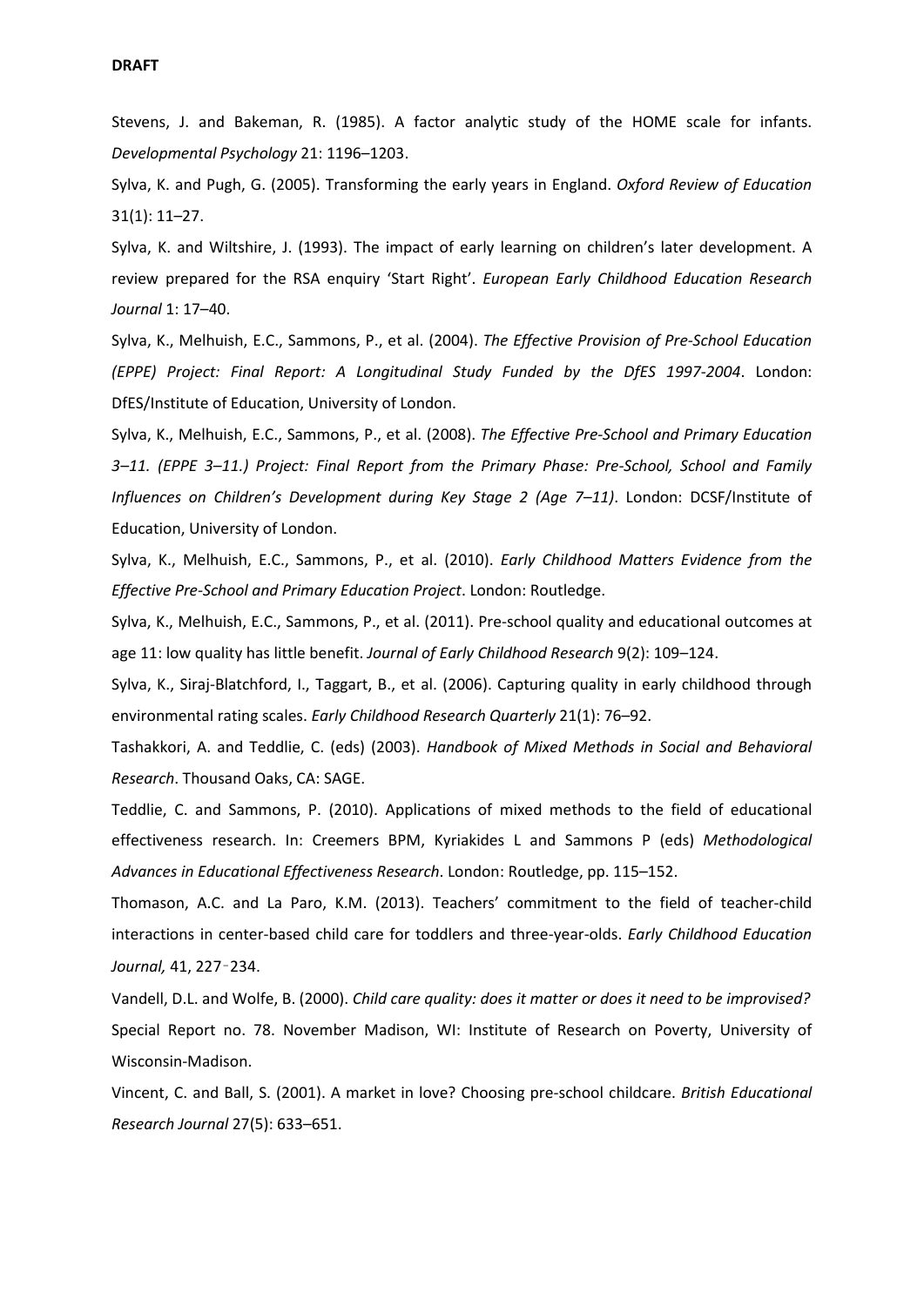Stevens, J. and Bakeman, R. (1985). A factor analytic study of the HOME scale for infants. *Developmental Psychology* 21: 1196–1203.

Sylva, K. and Pugh, G. (2005). Transforming the early years in England. *Oxford Review of Education* 31(1): 11–27.

Sylva, K. and Wiltshire, J. (1993). The impact of early learning on children's later development. A review prepared for the RSA enquiry 'Start Right'. *European Early Childhood Education Research Journal* 1: 17–40.

Sylva, K., Melhuish, E.C., Sammons, P., et al. (2004). *The Effective Provision of Pre-School Education (EPPE) Project: Final Report: A Longitudinal Study Funded by the DfES 1997-2004*. London: DfES/Institute of Education, University of London.

Sylva, K., Melhuish, E.C., Sammons, P., et al. (2008). *The Effective Pre-School and Primary Education 3–11. (EPPE 3–11.) Project: Final Report from the Primary Phase: Pre-School, School and Family Influences on Children's Development during Key Stage 2 (Age 7–11)*. London: DCSF/Institute of Education, University of London.

Sylva, K., Melhuish, E.C., Sammons, P., et al. (2010). *Early Childhood Matters Evidence from the Effective Pre-School and Primary Education Project*. London: Routledge.

Sylva, K., Melhuish, E.C., Sammons, P., et al. (2011). Pre-school quality and educational outcomes at age 11: low quality has little benefit. *Journal of Early Childhood Research* 9(2): 109–124.

Sylva, K., Siraj-Blatchford, I., Taggart, B., et al. (2006). Capturing quality in early childhood through environmental rating scales. *Early Childhood Research Quarterly* 21(1): 76–92.

Tashakkori, A. and Teddlie, C. (eds) (2003). *Handbook of Mixed Methods in Social and Behavioral Research*. Thousand Oaks, CA: SAGE.

Teddlie, C. and Sammons, P. (2010). Applications of mixed methods to the field of educational effectiveness research. In: Creemers BPM, Kyriakides L and Sammons P (eds) *Methodological Advances in Educational Effectiveness Research*. London: Routledge, pp. 115–152.

Thomason, A.C. and La Paro, K.M. (2013). Teachers' commitment to the field of teacher-child interactions in center-based child care for toddlers and three-year-olds. *Early Childhood Education Journal,* 41, 227‑234.

Vandell, D.L. and Wolfe, B. (2000). *Child care quality: does it matter or does it need to be improvised?* Special Report no. 78. November Madison, WI: Institute of Research on Poverty, University of Wisconsin-Madison.

Vincent, C. and Ball, S. (2001). A market in love? Choosing pre-school childcare. *British Educational Research Journal* 27(5): 633–651.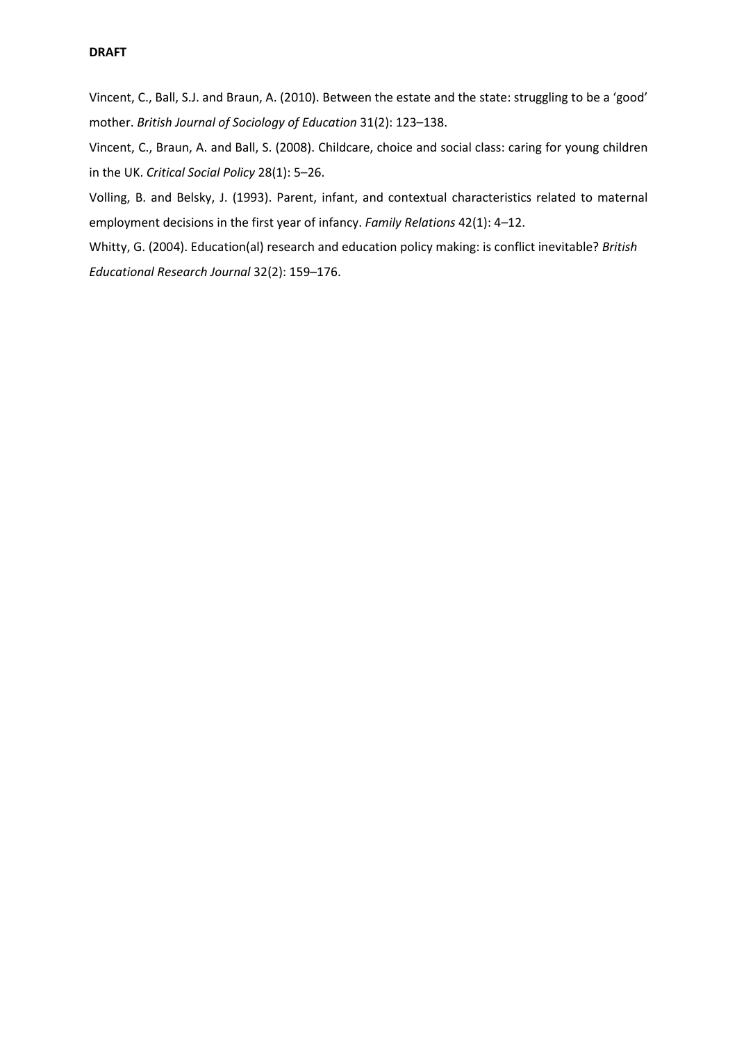Vincent, C., Ball, S.J. and Braun, A. (2010). Between the estate and the state: struggling to be a 'good' mother. *British Journal of Sociology of Education* 31(2): 123–138.

Vincent, C., Braun, A. and Ball, S. (2008). Childcare, choice and social class: caring for young children in the UK. *Critical Social Policy* 28(1): 5–26.

Volling, B. and Belsky, J. (1993). Parent, infant, and contextual characteristics related to maternal employment decisions in the first year of infancy. *Family Relations* 42(1): 4–12.

Whitty, G. (2004). Education(al) research and education policy making: is conflict inevitable? *British Educational Research Journal* 32(2): 159–176.